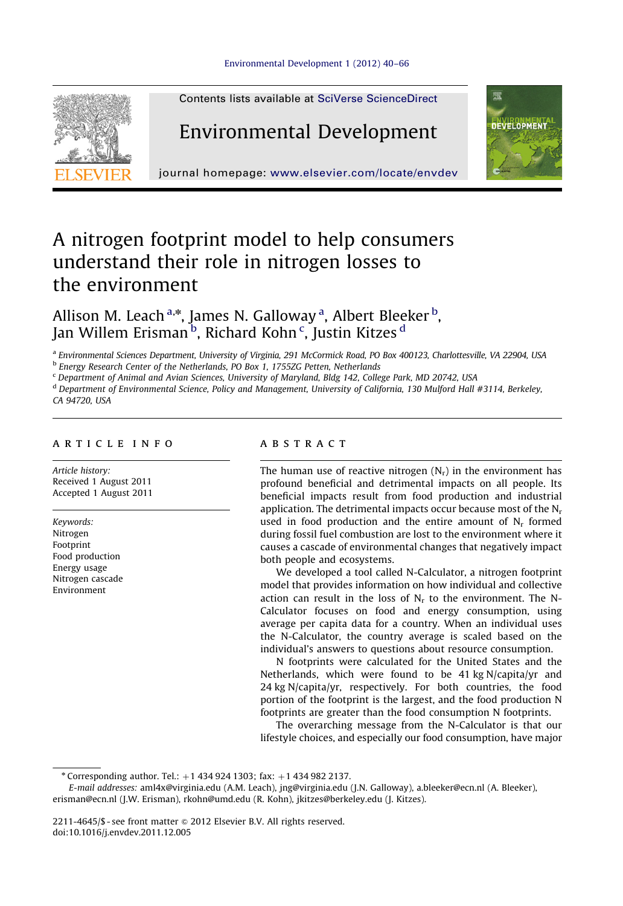Contents lists available at SciVerse ScienceDirect

# Environmental Development

journal homepage: www.elsevier.com/locate/envdev

# A nitrogen footprint model to help consumers understand their role in nitrogen losses to the environment

Allison M. Leach [a,*], James N. Galloway [a], Albert Bleeker [b], Jan Willem Erisman [b], Richard Kohn [c], Justin Kitzes [d]

[a] Environmental Sciences Department, University of Virginia, 291 McCormick Road, PO Box 400123, Charlottesville, VA 22904, USA

[b] Energy Research Center of the Netherlands, PO Box 1, 1755ZG Petten, Netherlands

[c] Department of Animal and Avian Sciences, University of Maryland, Bldg 142, College Park, MD 20742, USA

[d] Department of Environmental Science, Policy and Management, University of California, 130 Mulford Hall #3114, Berkeley, CA 94720, USA

## ARTICLE INFO

*Article history:*
Received 1 August 2011
Accepted 1 August 2011

*Keywords:*
Nitrogen
Footprint
Food production
Energy usage
Nitrogen cascade
Environment

## ABSTRACT

The human use of reactive nitrogen ($N_r$) in the environment has profound beneficial and detrimental impacts on all people. Its beneficial impacts result from food production and industrial application. The detrimental impacts occur because most of the $N_r$ used in food production and the entire amount of $N_r$ formed during fossil fuel combustion are lost to the environment where it causes a cascade of environmental changes that negatively impact both people and ecosystems.

We developed a tool called N-Calculator, a nitrogen footprint model that provides information on how individual and collective action can result in the loss of $N_r$ to the environment. The N-Calculator focuses on food and energy consumption, using average per capita data for a country. When an individual uses the N-Calculator, the country average is scaled based on the individual's answers to questions about resource consumption.

N footprints were calculated for the United States and the Netherlands, which were found to be 41 kg N/capita/yr and 24 kg N/capita/yr, respectively. For both countries, the food portion of the footprint is the largest, and the food production N footprints are greater than the food consumption N footprints.

The overarching message from the N-Calculator is that our lifestyle choices, and especially our food consumption, have major

---

\* Corresponding author. Tel.: +1 434 924 1303; fax: +1 434 982 2137.

*E-mail addresses:* aml4x@virginia.edu (A.M. Leach), jng@virginia.edu (J.N. Galloway), a.bleeker@ecn.nl (A. Bleeker), erisman@ecn.nl (J.W. Erisman), rkohn@umd.edu (R. Kohn), jkitzes@berkeley.edu (J. Kitzes).

2211-4645/$ - see front matter © 2012 Elsevier B.V. All rights reserved.
doi:10.1016/j.envdev.2011.12.005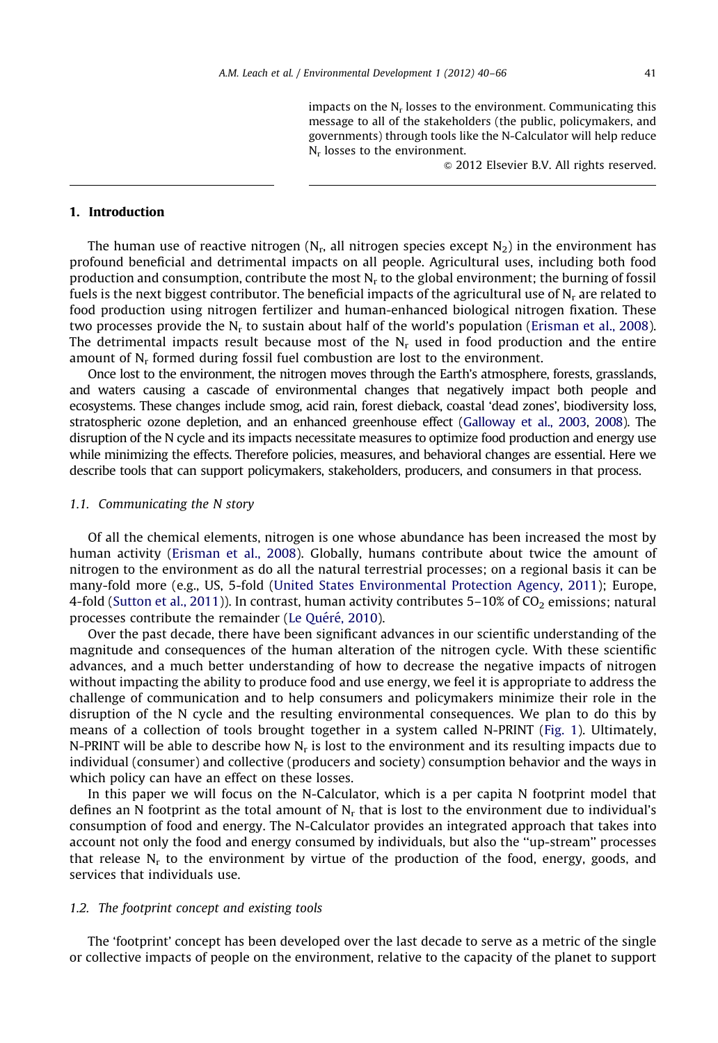impacts on the $N_r$ losses to the environment. Communicating this message to all of the stakeholders (the public, policymakers, and governments) through tools like the N-Calculator will help reduce $N_r$ losses to the environment.

© 2012 Elsevier B.V. All rights reserved.

## 1. Introduction

The human use of reactive nitrogen ($N_r$, all nitrogen species except $N_2$) in the environment has profound beneficial and detrimental impacts on all people. Agricultural uses, including both food production and consumption, contribute the most $N_r$ to the global environment; the burning of fossil fuels is the next biggest contributor. The beneficial impacts of the agricultural use of $N_r$ are related to food production using nitrogen fertilizer and human-enhanced biological nitrogen fixation. These two processes provide the $N_r$ to sustain about half of the world's population (Erisman et al., 2008). The detrimental impacts result because most of the $N_r$ used in food production and the entire amount of $N_r$ formed during fossil fuel combustion are lost to the environment.

Once lost to the environment, the nitrogen moves through the Earth's atmosphere, forests, grasslands, and waters causing a cascade of environmental changes that negatively impact both people and ecosystems. These changes include smog, acid rain, forest dieback, coastal 'dead zones', biodiversity loss, stratospheric ozone depletion, and an enhanced greenhouse effect (Galloway et al., 2003, 2008). The disruption of the N cycle and its impacts necessitate measures to optimize food production and energy use while minimizing the effects. Therefore policies, measures, and behavioral changes are essential. Here we describe tools that can support policymakers, stakeholders, producers, and consumers in that process.

### 1.1. Communicating the N story

Of all the chemical elements, nitrogen is one whose abundance has been increased the most by human activity (Erisman et al., 2008). Globally, humans contribute about twice the amount of nitrogen to the environment as do all the natural terrestrial processes; on a regional basis it can be many-fold more (e.g., US, 5-fold (United States Environmental Protection Agency, 2011); Europe, 4-fold (Sutton et al., 2011)). In contrast, human activity contributes 5–10% of $CO_2$ emissions; natural processes contribute the remainder (Le Quéré, 2010).

Over the past decade, there have been significant advances in our scientific understanding of the magnitude and consequences of the human alteration of the nitrogen cycle. With these scientific advances, and a much better understanding of how to decrease the negative impacts of nitrogen without impacting the ability to produce food and use energy, we feel it is appropriate to address the challenge of communication and to help consumers and policymakers minimize their role in the disruption of the N cycle and the resulting environmental consequences. We plan to do this by means of a collection of tools brought together in a system called N-PRINT (Fig. 1). Ultimately, N-PRINT will be able to describe how $N_r$ is lost to the environment and its resulting impacts due to individual (consumer) and collective (producers and society) consumption behavior and the ways in which policy can have an effect on these losses.

In this paper we will focus on the N-Calculator, which is a per capita N footprint model that defines an N footprint as the total amount of $N_r$ that is lost to the environment due to individual's consumption of food and energy. The N-Calculator provides an integrated approach that takes into account not only the food and energy consumed by individuals, but also the "up-stream" processes that release $N_r$ to the environment by virtue of the production of the food, energy, goods, and services that individuals use.

### 1.2. The footprint concept and existing tools

The 'footprint' concept has been developed over the last decade to serve as a metric of the single or collective impacts of people on the environment, relative to the capacity of the planet to support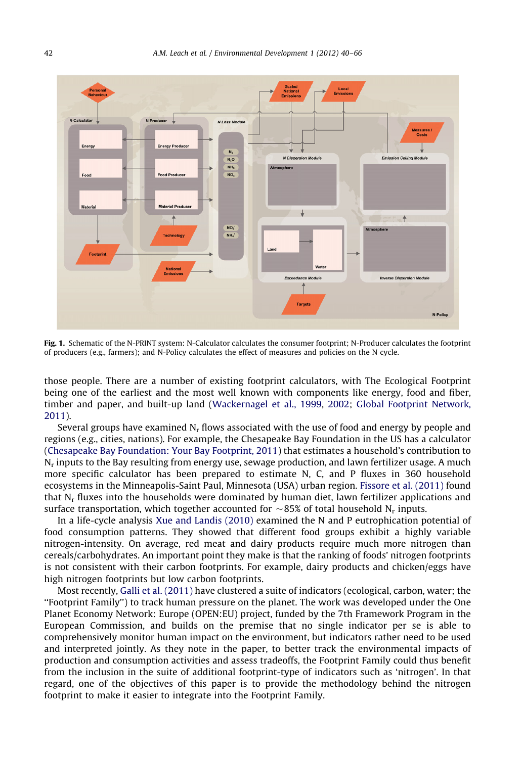Fig. 1. Schematic of the N-PRINT system: N-Calculator calculates the consumer footprint; N-Producer calculates the footprint of producers (e.g., farmers); and N-Policy calculates the effect of measures and policies on the N cycle.

those people. There are a number of existing footprint calculators, with The Ecological Footprint being one of the earliest and the most well known with components like energy, food and fiber, timber and paper, and built-up land (Wackernagel et al., 1999, 2002; Global Footprint Network, 2011).

Several groups have examined $N_r$ flows associated with the use of food and energy by people and regions (e.g., cities, nations). For example, the Chesapeake Bay Foundation in the US has a calculator (Chesapeake Bay Foundation: Your Bay Footprint, 2011) that estimates a household's contribution to $N_r$ inputs to the Bay resulting from energy use, sewage production, and lawn fertilizer usage. A much more specific calculator has been prepared to estimate N, C, and P fluxes in 360 household ecosystems in the Minneapolis-Saint Paul, Minnesota (USA) urban region. Fissore et al. (2011) found that $N_r$ fluxes into the households were dominated by human diet, lawn fertilizer applications and surface transportation, which together accounted for ~85% of total household $N_r$ inputs.

In a life-cycle analysis Xue and Landis (2010) examined the N and P eutrophication potential of food consumption patterns. They showed that different food groups exhibit a highly variable nitrogen-intensity. On average, red meat and dairy products require much more nitrogen than cereals/carbohydrates. An important point they make is that the ranking of foods' nitrogen footprints is not consistent with their carbon footprints. For example, dairy products and chicken/eggs have high nitrogen footprints but low carbon footprints.

Most recently, Galli et al. (2011) have clustered a suite of indicators (ecological, carbon, water; the "Footprint Family") to track human pressure on the planet. The work was developed under the One Planet Economy Network: Europe (OPEN:EU) project, funded by the 7th Framework Program in the European Commission, and builds on the premise that no single indicator per se is able to comprehensively monitor human impact on the environment, but indicators rather need to be used and interpreted jointly. As they note in the paper, to better track the environmental impacts of production and consumption activities and assess tradeoffs, the Footprint Family could thus benefit from the inclusion in the suite of additional footprint-type of indicators such as 'nitrogen'. In that regard, one of the objectives of this paper is to provide the methodology behind the nitrogen footprint to make it easier to integrate into the Footprint Family.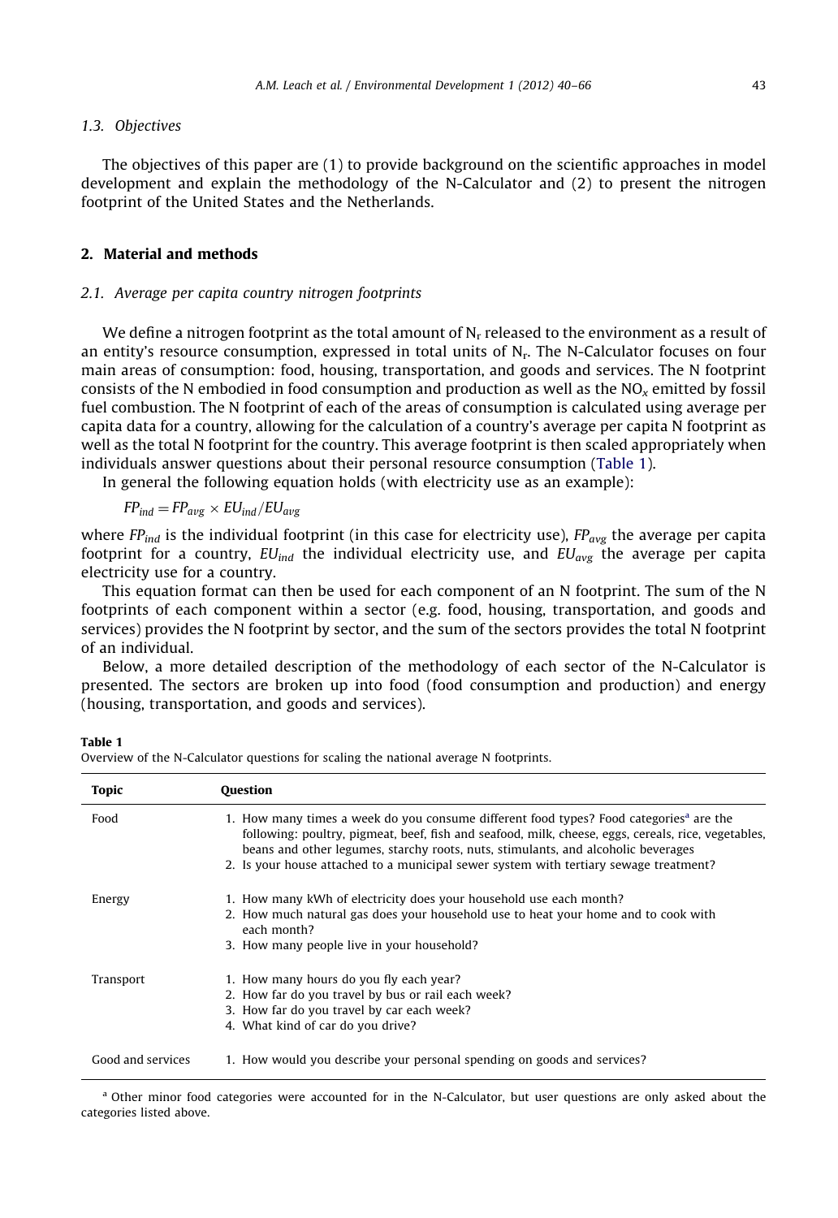### 1.3. Objectives

The objectives of this paper are (1) to provide background on the scientific approaches in model development and explain the methodology of the N-Calculator and (2) to present the nitrogen footprint of the United States and the Netherlands.

## 2. Material and methods

### 2.1. Average per capita country nitrogen footprints

We define a nitrogen footprint as the total amount of $N_r$ released to the environment as a result of an entity's resource consumption, expressed in total units of $N_r$. The N-Calculator focuses on four main areas of consumption: food, housing, transportation, and goods and services. The N footprint consists of the N embodied in food consumption and production as well as the $NO_x$ emitted by fossil fuel combustion. The N footprint of each of the areas of consumption is calculated using average per capita data for a country, allowing for the calculation of a country's average per capita N footprint as well as the total N footprint for the country. This average footprint is then scaled appropriately when individuals answer questions about their personal resource consumption (Table 1).

In general the following equation holds (with electricity use as an example):

$$FP_{ind} = FP_{avg} \times EU_{ind}/EU_{avg}$$

where $FP_{ind}$ is the individual footprint (in this case for electricity use), $FP_{avg}$ the average per capita footprint for a country, $EU_{ind}$ the individual electricity use, and $EU_{avg}$ the average per capita electricity use for a country.

This equation format can then be used for each component of an N footprint. The sum of the N footprints of each component within a sector (e.g. food, housing, transportation, and goods and services) provides the N footprint by sector, and the sum of the sectors provides the total N footprint of an individual.

Below, a more detailed description of the methodology of each sector of the N-Calculator is presented. The sectors are broken up into food (food consumption and production) and energy (housing, transportation, and goods and services).

**Table 1**
Overview of the N-Calculator questions for scaling the national average N footprints.

| Topic | Question |
|---|---|
| Food | 1. How many times a week do you consume different food types? Food categories[a] are the following: poultry, pigmeat, beef, fish and seafood, milk, cheese, eggs, cereals, rice, vegetables, beans and other legumes, starchy roots, nuts, stimulants, and alcoholic beverages<br>2. Is your house attached to a municipal sewer system with tertiary sewage treatment? |
| Energy | 1. How many kWh of electricity does your household use each month?<br>2. How much natural gas does your household use to heat your home and to cook with each month?<br>3. How many people live in your household? |
| Transport | 1. How many hours do you fly each year?<br>2. How far do you travel by bus or rail each week?<br>3. How far do you travel by car each week?<br>4. What kind of car do you drive? |
| Good and services | 1. How would you describe your personal spending on goods and services? |

[a] Other minor food categories were accounted for in the N-Calculator, but user questions are only asked about the categories listed above.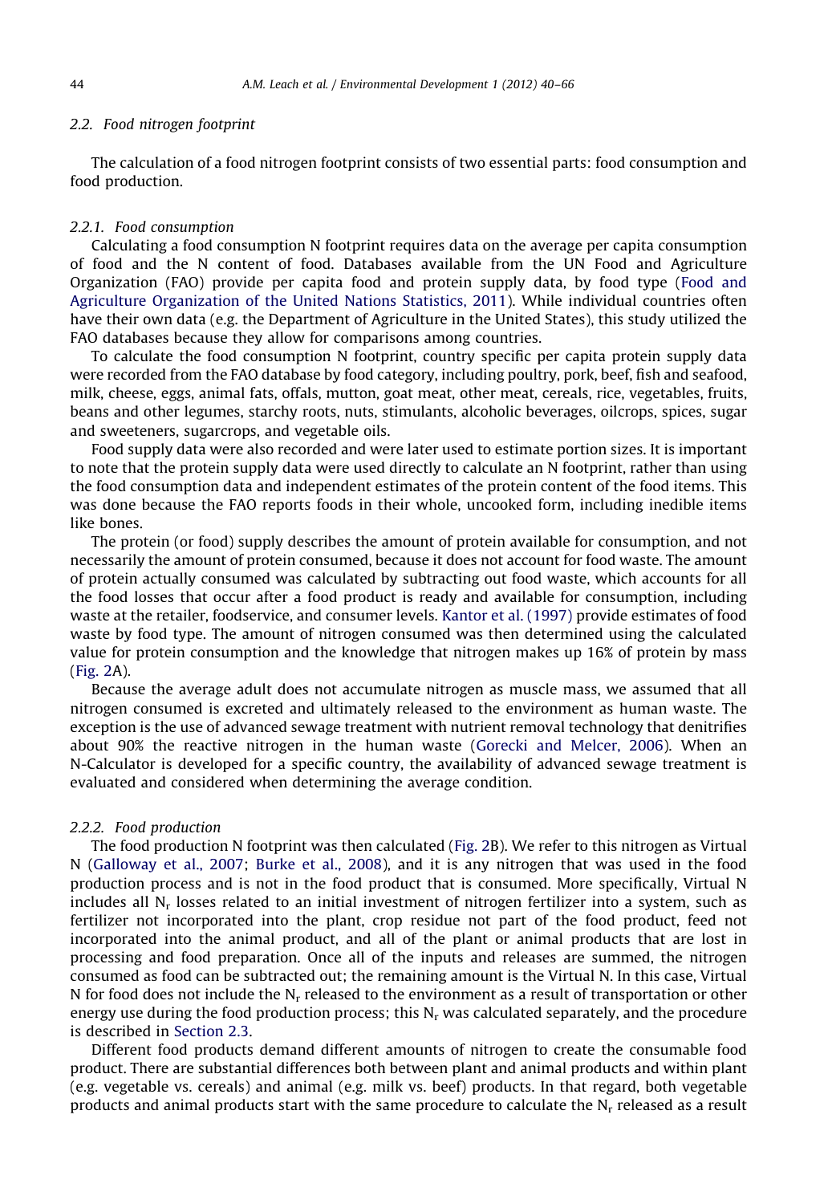### 2.2. Food nitrogen footprint

The calculation of a food nitrogen footprint consists of two essential parts: food consumption and food production.

#### 2.2.1. Food consumption

Calculating a food consumption N footprint requires data on the average per capita consumption of food and the N content of food. Databases available from the UN Food and Agriculture Organization (FAO) provide per capita food and protein supply data, by food type (Food and Agriculture Organization of the United Nations Statistics, 2011). While individual countries often have their own data (e.g. the Department of Agriculture in the United States), this study utilized the FAO databases because they allow for comparisons among countries.

To calculate the food consumption N footprint, country specific per capita protein supply data were recorded from the FAO database by food category, including poultry, pork, beef, fish and seafood, milk, cheese, eggs, animal fats, offals, mutton, goat meat, other meat, cereals, rice, vegetables, fruits, beans and other legumes, starchy roots, nuts, stimulants, alcoholic beverages, oilcrops, spices, sugar and sweeteners, sugarcrops, and vegetable oils.

Food supply data were also recorded and were later used to estimate portion sizes. It is important to note that the protein supply data were used directly to calculate an N footprint, rather than using the food consumption data and independent estimates of the protein content of the food items. This was done because the FAO reports foods in their whole, uncooked form, including inedible items like bones.

The protein (or food) supply describes the amount of protein available for consumption, and not necessarily the amount of protein consumed, because it does not account for food waste. The amount of protein actually consumed was calculated by subtracting out food waste, which accounts for all the food losses that occur after a food product is ready and available for consumption, including waste at the retailer, foodservice, and consumer levels. Kantor et al. (1997) provide estimates of food waste by food type. The amount of nitrogen consumed was then determined using the calculated value for protein consumption and the knowledge that nitrogen makes up 16% of protein by mass (Fig. 2A).

Because the average adult does not accumulate nitrogen as muscle mass, we assumed that all nitrogen consumed is excreted and ultimately released to the environment as human waste. The exception is the use of advanced sewage treatment with nutrient removal technology that denitrifies about 90% the reactive nitrogen in the human waste (Gorecki and Melcer, 2006). When an N-Calculator is developed for a specific country, the availability of advanced sewage treatment is evaluated and considered when determining the average condition.

#### 2.2.2. Food production

The food production N footprint was then calculated (Fig. 2B). We refer to this nitrogen as Virtual N (Galloway et al., 2007; Burke et al., 2008), and it is any nitrogen that was used in the food production process and is not in the food product that is consumed. More specifically, Virtual N includes all $N_r$ losses related to an initial investment of nitrogen fertilizer into a system, such as fertilizer not incorporated into the plant, crop residue not part of the food product, feed not incorporated into the animal product, and all of the plant or animal products that are lost in processing and food preparation. Once all of the inputs and releases are summed, the nitrogen consumed as food can be subtracted out; the remaining amount is the Virtual N. In this case, Virtual N for food does not include the $N_r$ released to the environment as a result of transportation or other energy use during the food production process; this $N_r$ was calculated separately, and the procedure is described in Section 2.3.

Different food products demand different amounts of nitrogen to create the consumable food product. There are substantial differences both between plant and animal products and within plant (e.g. vegetable vs. cereals) and animal (e.g. milk vs. beef) products. In that regard, both vegetable products and animal products start with the same procedure to calculate the $N_r$ released as a result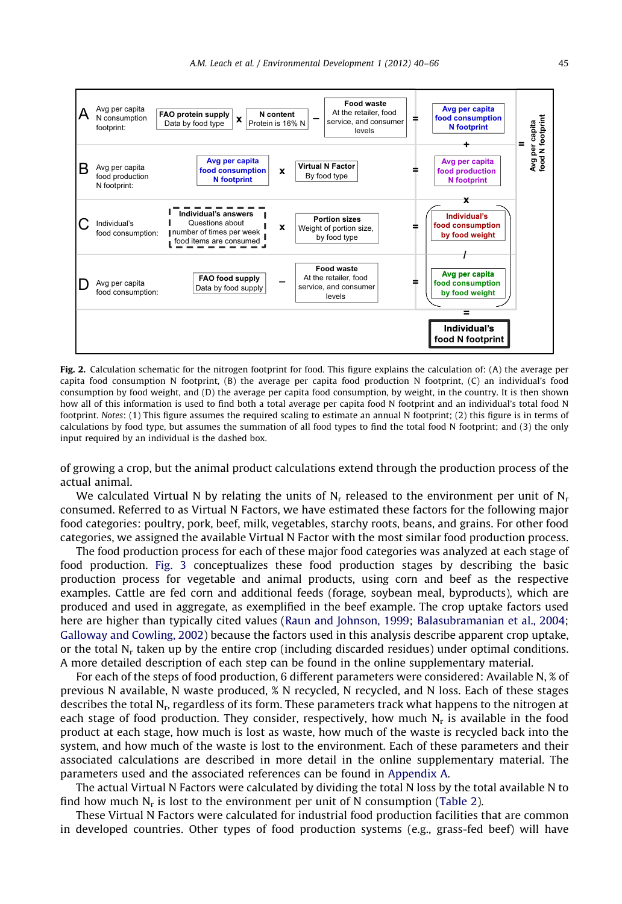**A** Avg per capita N consumption footprint: FAO protein supply (Data by food type) x N content (Protein is 16% N) − Food waste (At the retailer, food service, and consumer levels) = Avg per capita food consumption N footprint

\+

**B** Avg per capita food production N footprint: Avg per capita food consumption N footprint x Virtual N Factor (By food type) = Avg per capita food production N footprint

= Avg per capita food N footprint

x

**C** Individual's food consumption: Individual's answers (Questions about number of times per week food items are consumed) x Portion sizes (Weight of portion size, by food type) = Individual's food consumption by food weight

/

**D** Avg per capita food consumption: FAO food supply (Data by food supply) − Food waste (At the retailer, food service, and consumer levels) = Avg per capita food consumption by food weight

= **Individual's food N footprint**

**Fig. 2.** Calculation schematic for the nitrogen footprint for food. This figure explains the calculation of: (A) the average per capita food consumption N footprint, (B) the average per capita food production N footprint, (C) an individual's food consumption by food weight, and (D) the average per capita food consumption, by weight, in the country. It is then shown how all of this information is used to find both a total average per capita food N footprint and an individual's total food N footprint. *Notes*: (1) This figure assumes the required scaling to estimate an annual N footprint; (2) this figure is in terms of calculations by food type, but assumes the summation of all food types to find the total food N footprint; and (3) the only input required by an individual is the dashed box.

of growing a crop, but the animal product calculations extend through the production process of the actual animal.

We calculated Virtual N by relating the units of $N_r$ released to the environment per unit of $N_r$ consumed. Referred to as Virtual N Factors, we have estimated these factors for the following major food categories: poultry, pork, beef, milk, vegetables, starchy roots, beans, and grains. For other food categories, we assigned the available Virtual N Factor with the most similar food production process.

The food production process for each of these major food categories was analyzed at each stage of food production. Fig. 3 conceptualizes these food production stages by describing the basic production process for vegetable and animal products, using corn and beef as the respective examples. Cattle are fed corn and additional feeds (forage, soybean meal, byproducts), which are produced and used in aggregate, as exemplified in the beef example. The crop uptake factors used here are higher than typically cited values (Raun and Johnson, 1999; Balasubramanian et al., 2004; Galloway and Cowling, 2002) because the factors used in this analysis describe apparent crop uptake, or the total $N_r$ taken up by the entire crop (including discarded residues) under optimal conditions. A more detailed description of each step can be found in the online supplementary material.

For each of the steps of food production, 6 different parameters were considered: Available N, % of previous N available, N waste produced, % N recycled, N recycled, and N loss. Each of these stages describes the total $N_r$, regardless of its form. These parameters track what happens to the nitrogen at each stage of food production. They consider, respectively, how much $N_r$ is available in the food product at each stage, how much is lost as waste, how much of the waste is recycled back into the system, and how much of the waste is lost to the environment. Each of these parameters and their associated calculations are described in more detail in the online supplementary material. The parameters used and the associated references can be found in Appendix A.

The actual Virtual N Factors were calculated by dividing the total N loss by the total available N to find how much $N_r$ is lost to the environment per unit of N consumption (Table 2).

These Virtual N Factors were calculated for industrial food production facilities that are common in developed countries. Other types of food production systems (e.g., grass-fed beef) will have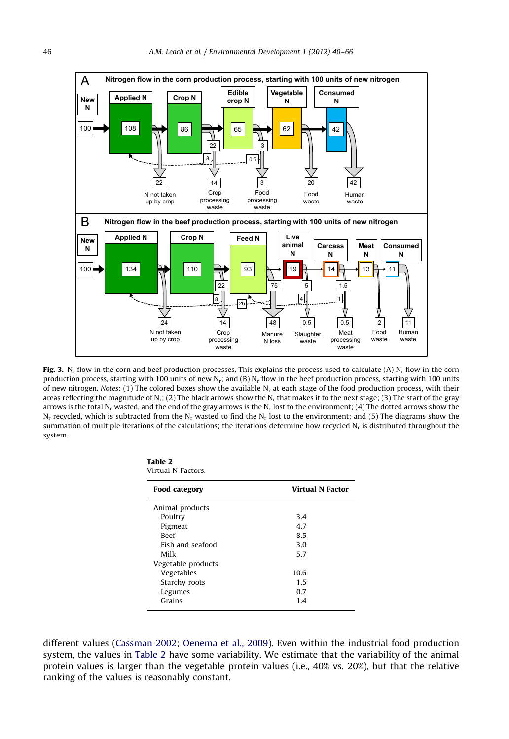**Fig. 3.** $N_r$ flow in the corn and beef production processes. This explains the process used to calculate (A) $N_r$ flow in the corn production process, starting with 100 units of new $N_r$; and (B) $N_r$ flow in the beef production process, starting with 100 units of new nitrogen. *Notes*: (1) The colored boxes show the available $N_r$ at each stage of the food production process, with their areas reflecting the magnitude of $N_r$; (2) The black arrows show the $N_r$ that makes it to the next stage; (3) The start of the gray arrows is the total $N_r$ wasted, and the end of the gray arrows is the $N_r$ lost to the environment; (4) The dotted arrows show the $N_r$ recycled, which is subtracted from the $N_r$ wasted to find the $N_r$ lost to the environment; and (5) The diagrams show the summation of multiple iterations of the calculations; the iterations determine how recycled $N_r$ is distributed throughout the system.

**Table 2**
Virtual N Factors.

| Food category | Virtual N Factor |
|---|---|
| Animal products | |
| Poultry | 3.4 |
| Pigmeat | 4.7 |
| Beef | 8.5 |
| Fish and seafood | 3.0 |
| Milk | 5.7 |
| Vegetable products | |
| Vegetables | 10.6 |
| Starchy roots | 1.5 |
| Legumes | 0.7 |
| Grains | 1.4 |

different values (Cassman 2002; Oenema et al., 2009). Even within the industrial food production system, the values in Table 2 have some variability. We estimate that the variability of the animal protein values is larger than the vegetable protein values (i.e., 40% vs. 20%), but that the relative ranking of the values is reasonably constant.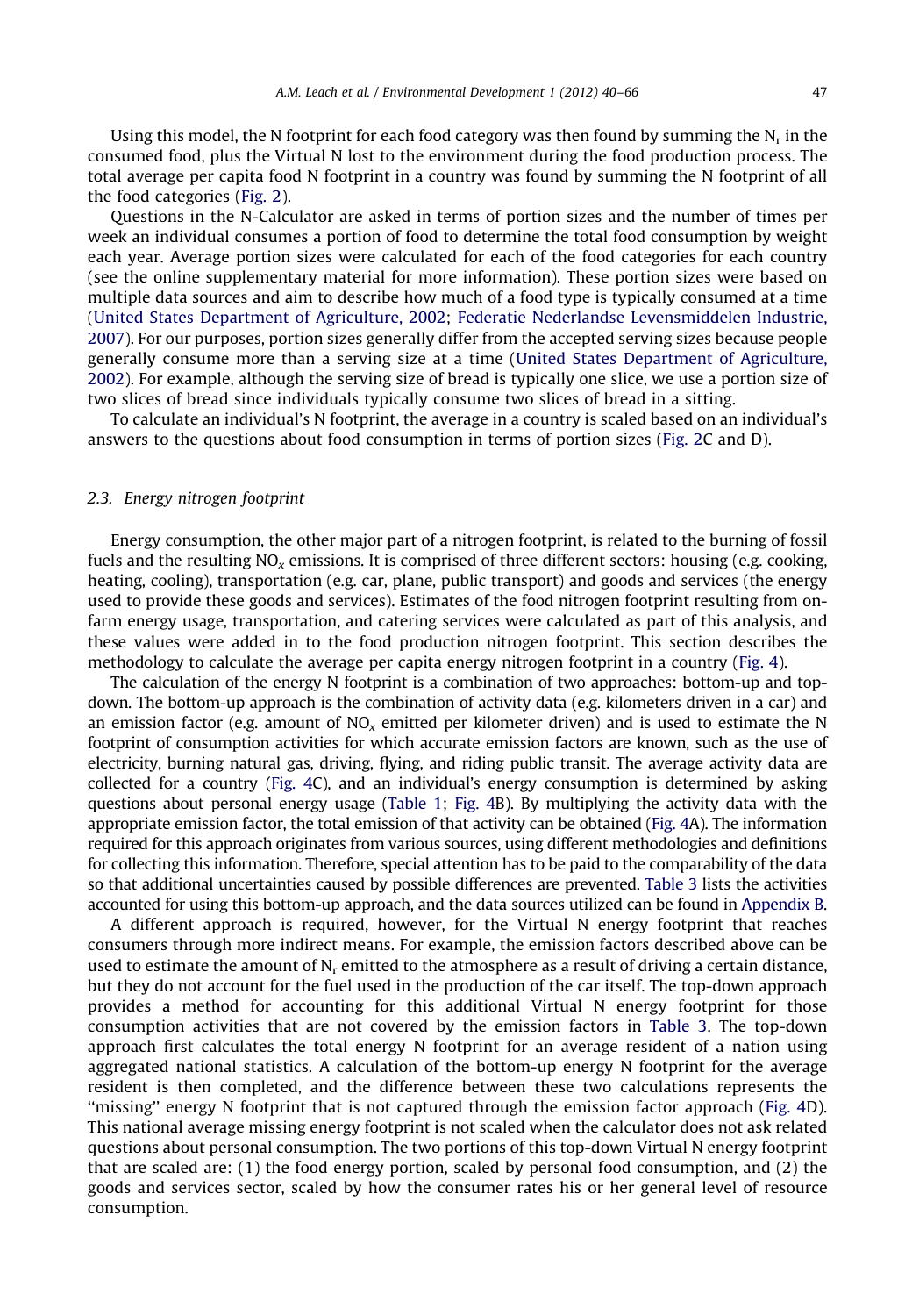Using this model, the N footprint for each food category was then found by summing the $N_r$ in the consumed food, plus the Virtual N lost to the environment during the food production process. The total average per capita food N footprint in a country was found by summing the N footprint of all the food categories (Fig. 2).

Questions in the N-Calculator are asked in terms of portion sizes and the number of times per week an individual consumes a portion of food to determine the total food consumption by weight each year. Average portion sizes were calculated for each of the food categories for each country (see the online supplementary material for more information). These portion sizes were based on multiple data sources and aim to describe how much of a food type is typically consumed at a time (United States Department of Agriculture, 2002; Federatie Nederlandse Levensmiddelen Industrie, 2007). For our purposes, portion sizes generally differ from the accepted serving sizes because people generally consume more than a serving size at a time (United States Department of Agriculture, 2002). For example, although the serving size of bread is typically one slice, we use a portion size of two slices of bread since individuals typically consume two slices of bread in a sitting.

To calculate an individual's N footprint, the average in a country is scaled based on an individual's answers to the questions about food consumption in terms of portion sizes (Fig. 2C and D).

### 2.3. Energy nitrogen footprint

Energy consumption, the other major part of a nitrogen footprint, is related to the burning of fossil fuels and the resulting $NO_x$ emissions. It is comprised of three different sectors: housing (e.g. cooking, heating, cooling), transportation (e.g. car, plane, public transport) and goods and services (the energy used to provide these goods and services). Estimates of the food nitrogen footprint resulting from on-farm energy usage, transportation, and catering services were calculated as part of this analysis, and these values were added in to the food production nitrogen footprint. This section describes the methodology to calculate the average per capita energy nitrogen footprint in a country (Fig. 4).

The calculation of the energy N footprint is a combination of two approaches: bottom-up and top-down. The bottom-up approach is the combination of activity data (e.g. kilometers driven in a car) and an emission factor (e.g. amount of $NO_x$ emitted per kilometer driven) and is used to estimate the N footprint of consumption activities for which accurate emission factors are known, such as the use of electricity, burning natural gas, driving, flying, and riding public transit. The average activity data are collected for a country (Fig. 4C), and an individual's energy consumption is determined by asking questions about personal energy usage (Table 1; Fig. 4B). By multiplying the activity data with the appropriate emission factor, the total emission of that activity can be obtained (Fig. 4A). The information required for this approach originates from various sources, using different methodologies and definitions for collecting this information. Therefore, special attention has to be paid to the comparability of the data so that additional uncertainties caused by possible differences are prevented. Table 3 lists the activities accounted for using this bottom-up approach, and the data sources utilized can be found in Appendix B.

A different approach is required, however, for the Virtual N energy footprint that reaches consumers through more indirect means. For example, the emission factors described above can be used to estimate the amount of $N_r$ emitted to the atmosphere as a result of driving a certain distance, but they do not account for the fuel used in the production of the car itself. The top-down approach provides a method for accounting for this additional Virtual N energy footprint for those consumption activities that are not covered by the emission factors in Table 3. The top-down approach first calculates the total energy N footprint for an average resident of a nation using aggregated national statistics. A calculation of the bottom-up energy N footprint for the average resident is then completed, and the difference between these two calculations represents the "missing" energy N footprint that is not captured through the emission factor approach (Fig. 4D). This national average missing energy footprint is not scaled when the calculator does not ask related questions about personal consumption. The two portions of this top-down Virtual N energy footprint that are scaled are: (1) the food energy portion, scaled by personal food consumption, and (2) the goods and services sector, scaled by how the consumer rates his or her general level of resource consumption.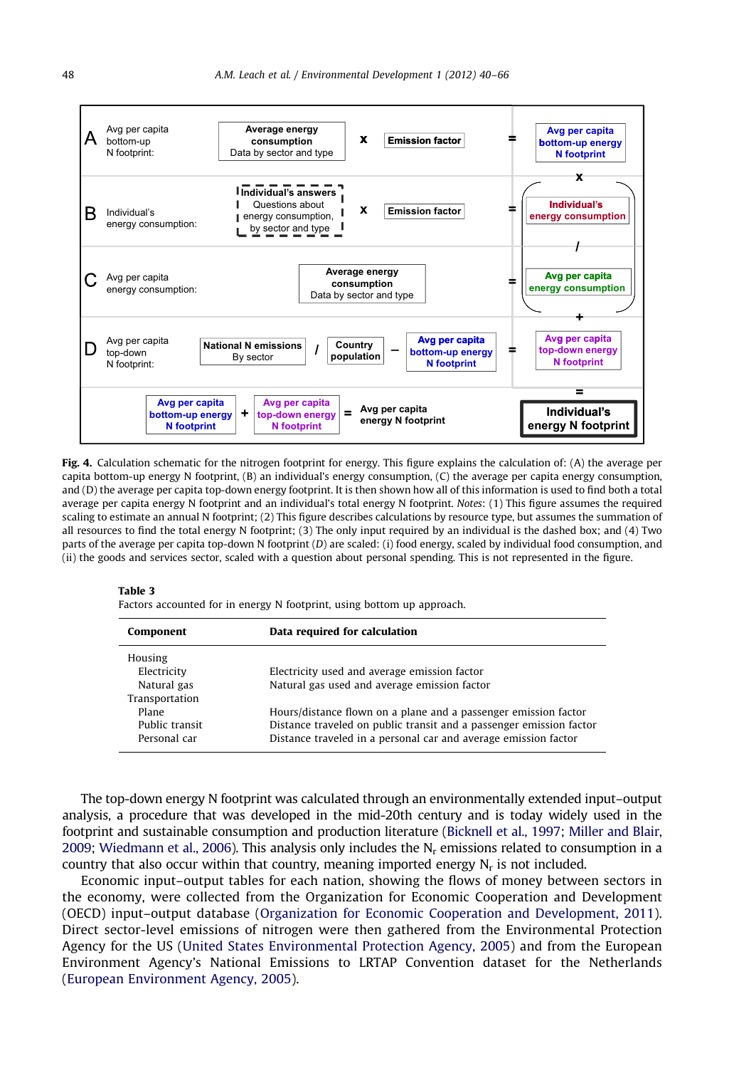| | | | | | | |
|---|---|---|---|---|---|---|
| A | Avg per capita bottom-up N footprint: | Average energy consumption Data by sector and type | x | Emission factor | = | Avg per capita bottom-up energy N footprint |
| B | Individual's energy consumption: | Individual's answers Questions about energy consumption, by sector and type | x | Emission factor | = | Individual's energy consumption |
| C | Avg per capita energy consumption: | Average energy consumption Data by sector and type | | | = | Avg per capita energy consumption |
| D | Avg per capita top-down N footprint: | National N emissions By sector / Country population | − | Avg per capita bottom-up energy N footprint | = | Avg per capita top-down energy N footprint |

Avg per capita bottom-up energy N footprint + Avg per capita top-down energy N footprint = Avg per capita energy N footprint

Avg per capita bottom-up energy N footprint × (Individual's energy consumption / Avg per capita energy consumption) + Avg per capita top-down energy N footprint = **Individual's energy N footprint**

**Fig. 4.** Calculation schematic for the nitrogen footprint for energy. This figure explains the calculation of: (A) the average per capita bottom-up energy N footprint, (B) an individual's energy consumption, (C) the average per capita energy consumption, and (D) the average per capita top-down energy footprint. It is then shown how all of this information is used to find both a total average per capita energy N footprint and an individual's total energy N footprint. *Notes*: (1) This figure assumes the required scaling to estimate an annual N footprint; (2) This figure describes calculations by resource type, but assumes the summation of all resources to find the total energy N footprint; (3) The only input required by an individual is the dashed box; and (4) Two parts of the average per capita top-down N footprint (*D*) are scaled: (i) food energy, scaled by individual food consumption, and (ii) the goods and services sector, scaled with a question about personal spending. This is not represented in the figure.

**Table 3**
Factors accounted for in energy N footprint, using bottom up approach.

| Component | Data required for calculation |
|---|---|
| Housing | |
| Electricity | Electricity used and average emission factor |
| Natural gas | Natural gas used and average emission factor |
| Transportation | |
| Plane | Hours/distance flown on a plane and a passenger emission factor |
| Public transit | Distance traveled on public transit and a passenger emission factor |
| Personal car | Distance traveled in a personal car and average emission factor |

The top-down energy N footprint was calculated through an environmentally extended input–output analysis, a procedure that was developed in the mid-20th century and is today widely used in the footprint and sustainable consumption and production literature (Bicknell et al., 1997; Miller and Blair, 2009; Wiedmann et al., 2006). This analysis only includes the $N_r$ emissions related to consumption in a country that also occur within that country, meaning imported energy $N_r$ is not included.

Economic input–output tables for each nation, showing the flows of money between sectors in the economy, were collected from the Organization for Economic Cooperation and Development (OECD) input–output database (Organization for Economic Cooperation and Development, 2011). Direct sector-level emissions of nitrogen were then gathered from the Environmental Protection Agency for the US (United States Environmental Protection Agency, 2005) and from the European Environment Agency's National Emissions to LRTAP Convention dataset for the Netherlands (European Environment Agency, 2005).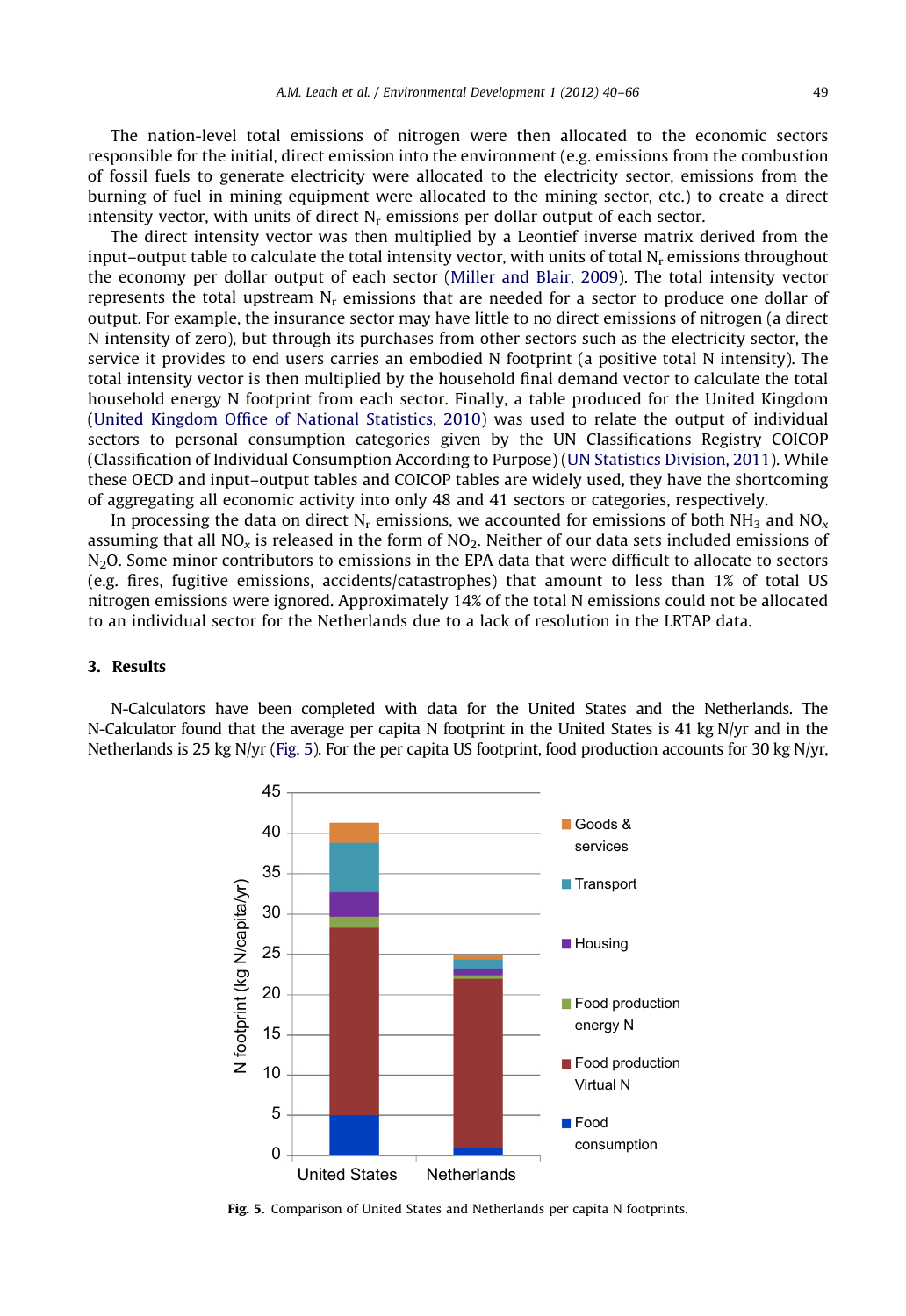The nation-level total emissions of nitrogen were then allocated to the economic sectors responsible for the initial, direct emission into the environment (e.g. emissions from the combustion of fossil fuels to generate electricity were allocated to the electricity sector, emissions from the burning of fuel in mining equipment were allocated to the mining sector, etc.) to create a direct intensity vector, with units of direct $N_r$ emissions per dollar output of each sector.

The direct intensity vector was then multiplied by a Leontief inverse matrix derived from the input–output table to calculate the total intensity vector, with units of total $N_r$ emissions throughout the economy per dollar output of each sector (Miller and Blair, 2009). The total intensity vector represents the total upstream $N_r$ emissions that are needed for a sector to produce one dollar of output. For example, the insurance sector may have little to no direct emissions of nitrogen (a direct N intensity of zero), but through its purchases from other sectors such as the electricity sector, the service it provides to end users carries an embodied N footprint (a positive total N intensity). The total intensity vector is then multiplied by the household final demand vector to calculate the total household energy N footprint from each sector. Finally, a table produced for the United Kingdom (United Kingdom Office of National Statistics, 2010) was used to relate the output of individual sectors to personal consumption categories given by the UN Classifications Registry COICOP (Classification of Individual Consumption According to Purpose) (UN Statistics Division, 2011). While these OECD and input–output tables and COICOP tables are widely used, they have the shortcoming of aggregating all economic activity into only 48 and 41 sectors or categories, respectively.

In processing the data on direct $N_r$ emissions, we accounted for emissions of both $NH_3$ and $NO_x$ assuming that all $NO_x$ is released in the form of $NO_2$. Neither of our data sets included emissions of $N_2O$. Some minor contributors to emissions in the EPA data that were difficult to allocate to sectors (e.g. fires, fugitive emissions, accidents/catastrophes) that amount to less than 1% of total US nitrogen emissions were ignored. Approximately 14% of the total N emissions could not be allocated to an individual sector for the Netherlands due to a lack of resolution in the LRTAP data.

## 3. Results

N-Calculators have been completed with data for the United States and the Netherlands. The N-Calculator found that the average per capita N footprint in the United States is 41 kg N/yr and in the Netherlands is 25 kg N/yr (Fig. 5). For the per capita US footprint, food production accounts for 30 kg N/yr,

**Fig. 5.** Comparison of United States and Netherlands per capita N footprints.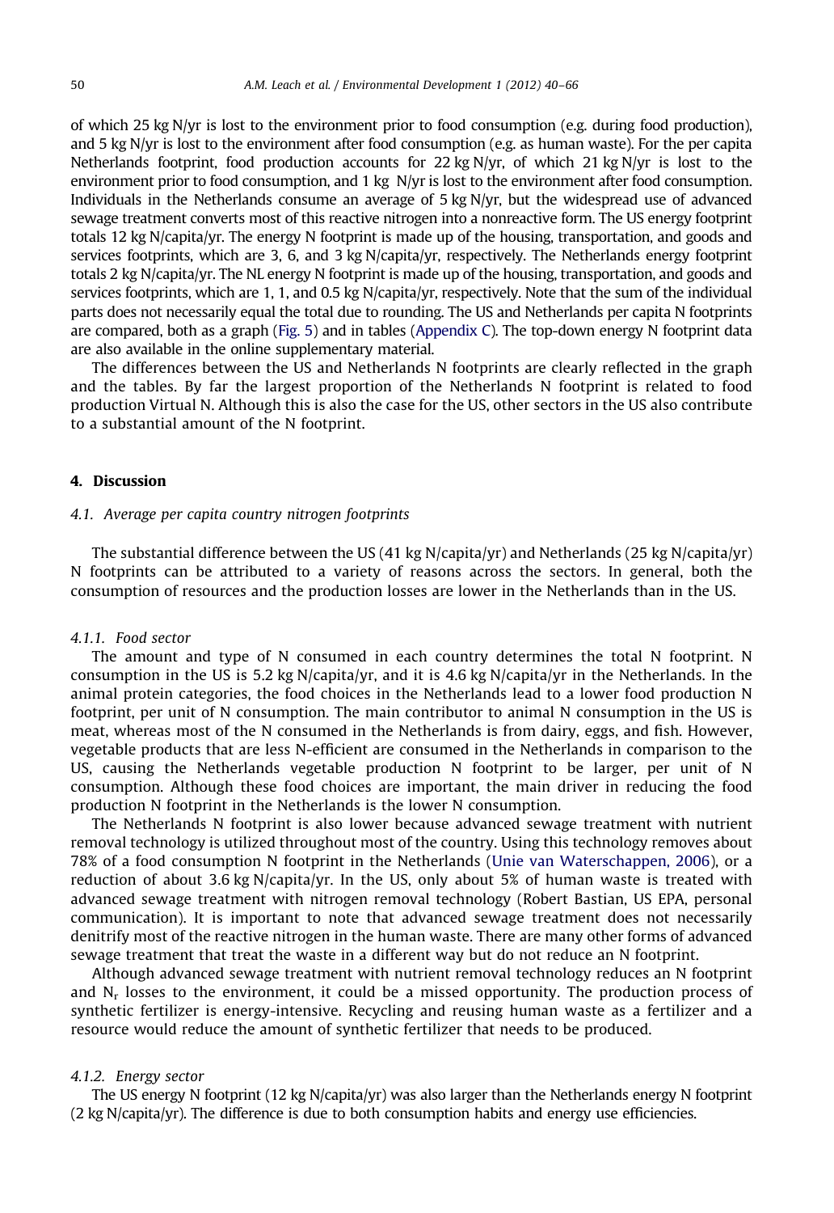of which 25 kg N/yr is lost to the environment prior to food consumption (e.g. during food production), and 5 kg N/yr is lost to the environment after food consumption (e.g. as human waste). For the per capita Netherlands footprint, food production accounts for 22 kg N/yr, of which 21 kg N/yr is lost to the environment prior to food consumption, and 1 kg N/yr is lost to the environment after food consumption. Individuals in the Netherlands consume an average of 5 kg N/yr, but the widespread use of advanced sewage treatment converts most of this reactive nitrogen into a nonreactive form. The US energy footprint totals 12 kg N/capita/yr. The energy N footprint is made up of the housing, transportation, and goods and services footprints, which are 3, 6, and 3 kg N/capita/yr, respectively. The Netherlands energy footprint totals 2 kg N/capita/yr. The NL energy N footprint is made up of the housing, transportation, and goods and services footprints, which are 1, 1, and 0.5 kg N/capita/yr, respectively. Note that the sum of the individual parts does not necessarily equal the total due to rounding. The US and Netherlands per capita N footprints are compared, both as a graph (Fig. 5) and in tables (Appendix C). The top-down energy N footprint data are also available in the online supplementary material.

The differences between the US and Netherlands N footprints are clearly reflected in the graph and the tables. By far the largest proportion of the Netherlands N footprint is related to food production Virtual N. Although this is also the case for the US, other sectors in the US also contribute to a substantial amount of the N footprint.

## 4. Discussion

### 4.1. Average per capita country nitrogen footprints

The substantial difference between the US (41 kg N/capita/yr) and Netherlands (25 kg N/capita/yr) N footprints can be attributed to a variety of reasons across the sectors. In general, both the consumption of resources and the production losses are lower in the Netherlands than in the US.

#### 4.1.1. Food sector

The amount and type of N consumed in each country determines the total N footprint. N consumption in the US is 5.2 kg N/capita/yr, and it is 4.6 kg N/capita/yr in the Netherlands. In the animal protein categories, the food choices in the Netherlands lead to a lower food production N footprint, per unit of N consumption. The main contributor to animal N consumption in the US is meat, whereas most of the N consumed in the Netherlands is from dairy, eggs, and fish. However, vegetable products that are less N-efficient are consumed in the Netherlands in comparison to the US, causing the Netherlands vegetable production N footprint to be larger, per unit of N consumption. Although these food choices are important, the main driver in reducing the food production N footprint in the Netherlands is the lower N consumption.

The Netherlands N footprint is also lower because advanced sewage treatment with nutrient removal technology is utilized throughout most of the country. Using this technology removes about 78% of a food consumption N footprint in the Netherlands (Unie van Waterschappen, 2006), or a reduction of about 3.6 kg N/capita/yr. In the US, only about 5% of human waste is treated with advanced sewage treatment with nitrogen removal technology (Robert Bastian, US EPA, personal communication). It is important to note that advanced sewage treatment does not necessarily denitrify most of the reactive nitrogen in the human waste. There are many other forms of advanced sewage treatment that treat the waste in a different way but do not reduce an N footprint.

Although advanced sewage treatment with nutrient removal technology reduces an N footprint and $N_r$ losses to the environment, it could be a missed opportunity. The production process of synthetic fertilizer is energy-intensive. Recycling and reusing human waste as a fertilizer and a resource would reduce the amount of synthetic fertilizer that needs to be produced.

#### 4.1.2. Energy sector

The US energy N footprint (12 kg N/capita/yr) was also larger than the Netherlands energy N footprint (2 kg N/capita/yr). The difference is due to both consumption habits and energy use efficiencies.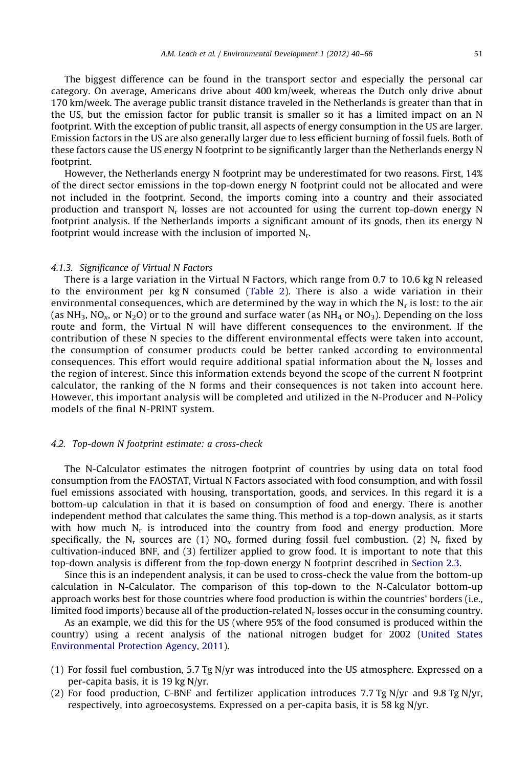The biggest difference can be found in the transport sector and especially the personal car category. On average, Americans drive about 400 km/week, whereas the Dutch only drive about 170 km/week. The average public transit distance traveled in the Netherlands is greater than that in the US, but the emission factor for public transit is smaller so it has a limited impact on an N footprint. With the exception of public transit, all aspects of energy consumption in the US are larger. Emission factors in the US are also generally larger due to less efficient burning of fossil fuels. Both of these factors cause the US energy N footprint to be significantly larger than the Netherlands energy N footprint.

However, the Netherlands energy N footprint may be underestimated for two reasons. First, 14% of the direct sector emissions in the top-down energy N footprint could not be allocated and were not included in the footprint. Second, the imports coming into a country and their associated production and transport $N_r$ losses are not accounted for using the current top-down energy N footprint analysis. If the Netherlands imports a significant amount of its goods, then its energy N footprint would increase with the inclusion of imported $N_r$.

#### 4.1.3. Significance of Virtual N Factors

There is a large variation in the Virtual N Factors, which range from 0.7 to 10.6 kg N released to the environment per kg N consumed (Table 2). There is also a wide variation in their environmental consequences, which are determined by the way in which the $N_r$ is lost: to the air (as $NH_3$, $NO_x$, or $N_2O$) or to the ground and surface water (as $NH_4$ or $NO_3$). Depending on the loss route and form, the Virtual N will have different consequences to the environment. If the contribution of these N species to the different environmental effects were taken into account, the consumption of consumer products could be better ranked according to environmental consequences. This effort would require additional spatial information about the $N_r$ losses and the region of interest. Since this information extends beyond the scope of the current N footprint calculator, the ranking of the N forms and their consequences is not taken into account here. However, this important analysis will be completed and utilized in the N-Producer and N-Policy models of the final N-PRINT system.

### 4.2. Top-down N footprint estimate: a cross-check

The N-Calculator estimates the nitrogen footprint of countries by using data on total food consumption from the FAOSTAT, Virtual N Factors associated with food consumption, and with fossil fuel emissions associated with housing, transportation, goods, and services. In this regard it is a bottom-up calculation in that it is based on consumption of food and energy. There is another independent method that calculates the same thing. This method is a top-down analysis, as it starts with how much $N_r$ is introduced into the country from food and energy production. More specifically, the $N_r$ sources are (1) $NO_x$ formed during fossil fuel combustion, (2) $N_r$ fixed by cultivation-induced BNF, and (3) fertilizer applied to grow food. It is important to note that this top-down analysis is different from the top-down energy N footprint described in Section 2.3.

Since this is an independent analysis, it can be used to cross-check the value from the bottom-up calculation in N-Calculator. The comparison of this top-down to the N-Calculator bottom-up approach works best for those countries where food production is within the countries' borders (i.e., limited food imports) because all of the production-related $N_r$ losses occur in the consuming country.

As an example, we did this for the US (where 95% of the food consumed is produced within the country) using a recent analysis of the national nitrogen budget for 2002 (United States Environmental Protection Agency, 2011).

(1) For fossil fuel combustion, 5.7 Tg N/yr was introduced into the US atmosphere. Expressed on a per-capita basis, it is 19 kg N/yr.
(2) For food production, C-BNF and fertilizer application introduces 7.7 Tg N/yr and 9.8 Tg N/yr, respectively, into agroecosystems. Expressed on a per-capita basis, it is 58 kg N/yr.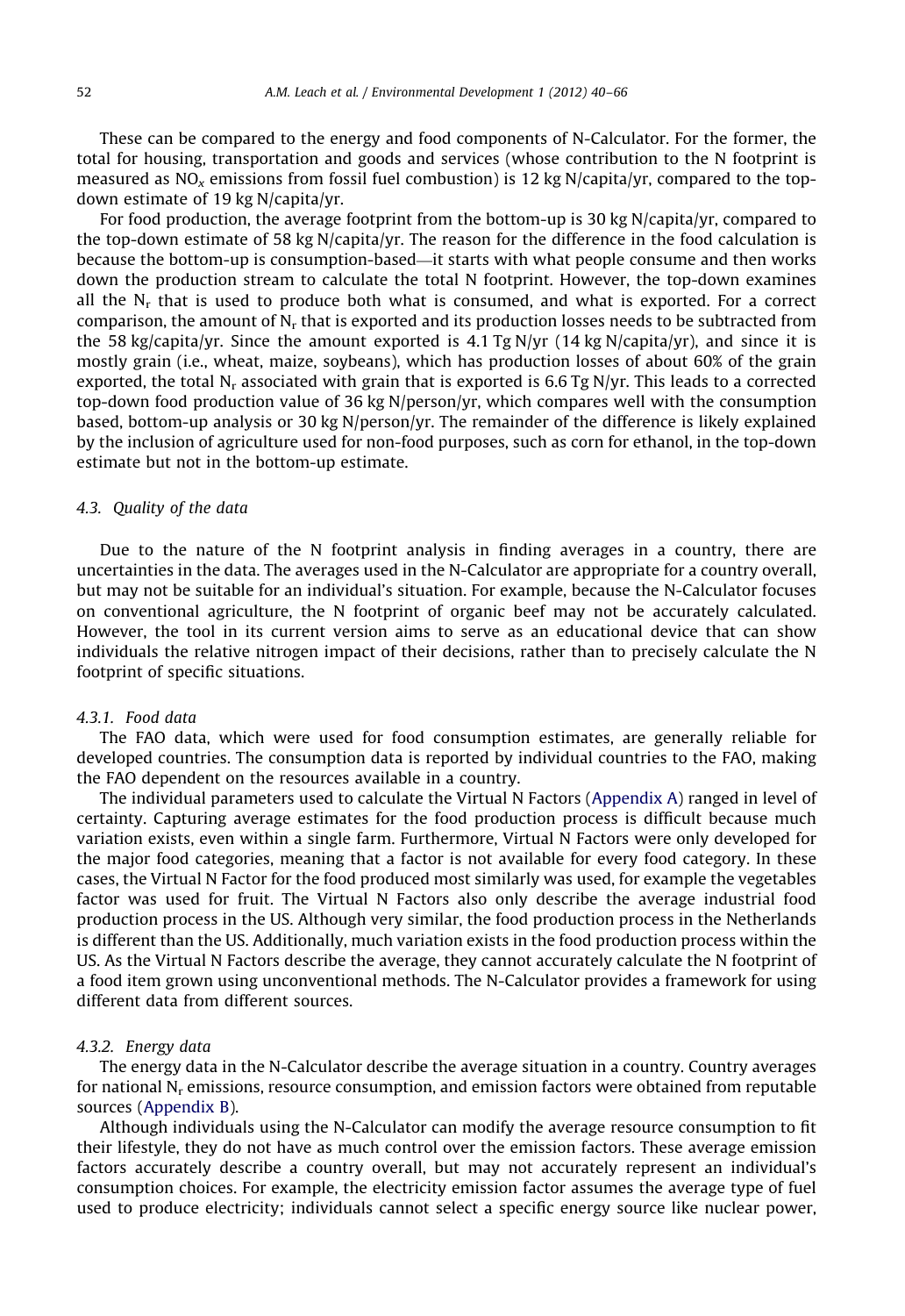These can be compared to the energy and food components of N-Calculator. For the former, the total for housing, transportation and goods and services (whose contribution to the N footprint is measured as $NO_x$ emissions from fossil fuel combustion) is 12 kg N/capita/yr, compared to the top-down estimate of 19 kg N/capita/yr.

For food production, the average footprint from the bottom-up is 30 kg N/capita/yr, compared to the top-down estimate of 58 kg N/capita/yr. The reason for the difference in the food calculation is because the bottom-up is consumption-based—it starts with what people consume and then works down the production stream to calculate the total N footprint. However, the top-down examines all the $N_r$ that is used to produce both what is consumed, and what is exported. For a correct comparison, the amount of $N_r$ that is exported and its production losses needs to be subtracted from the 58 kg/capita/yr. Since the amount exported is 4.1 Tg N/yr (14 kg N/capita/yr), and since it is mostly grain (i.e., wheat, maize, soybeans), which has production losses of about 60% of the grain exported, the total $N_r$ associated with grain that is exported is 6.6 Tg N/yr. This leads to a corrected top-down food production value of 36 kg N/person/yr, which compares well with the consumption based, bottom-up analysis or 30 kg N/person/yr. The remainder of the difference is likely explained by the inclusion of agriculture used for non-food purposes, such as corn for ethanol, in the top-down estimate but not in the bottom-up estimate.

### 4.3. Quality of the data

Due to the nature of the N footprint analysis in finding averages in a country, there are uncertainties in the data. The averages used in the N-Calculator are appropriate for a country overall, but may not be suitable for an individual's situation. For example, because the N-Calculator focuses on conventional agriculture, the N footprint of organic beef may not be accurately calculated. However, the tool in its current version aims to serve as an educational device that can show individuals the relative nitrogen impact of their decisions, rather than to precisely calculate the N footprint of specific situations.

#### 4.3.1. Food data

The FAO data, which were used for food consumption estimates, are generally reliable for developed countries. The consumption data is reported by individual countries to the FAO, making the FAO dependent on the resources available in a country.

The individual parameters used to calculate the Virtual N Factors (Appendix A) ranged in level of certainty. Capturing average estimates for the food production process is difficult because much variation exists, even within a single farm. Furthermore, Virtual N Factors were only developed for the major food categories, meaning that a factor is not available for every food category. In these cases, the Virtual N Factor for the food produced most similarly was used, for example the vegetables factor was used for fruit. The Virtual N Factors also only describe the average industrial food production process in the US. Although very similar, the food production process in the Netherlands is different than the US. Additionally, much variation exists in the food production process within the US. As the Virtual N Factors describe the average, they cannot accurately calculate the N footprint of a food item grown using unconventional methods. The N-Calculator provides a framework for using different data from different sources.

#### 4.3.2. Energy data

The energy data in the N-Calculator describe the average situation in a country. Country averages for national $N_r$ emissions, resource consumption, and emission factors were obtained from reputable sources (Appendix B).

Although individuals using the N-Calculator can modify the average resource consumption to fit their lifestyle, they do not have as much control over the emission factors. These average emission factors accurately describe a country overall, but may not accurately represent an individual's consumption choices. For example, the electricity emission factor assumes the average type of fuel used to produce electricity; individuals cannot select a specific energy source like nuclear power,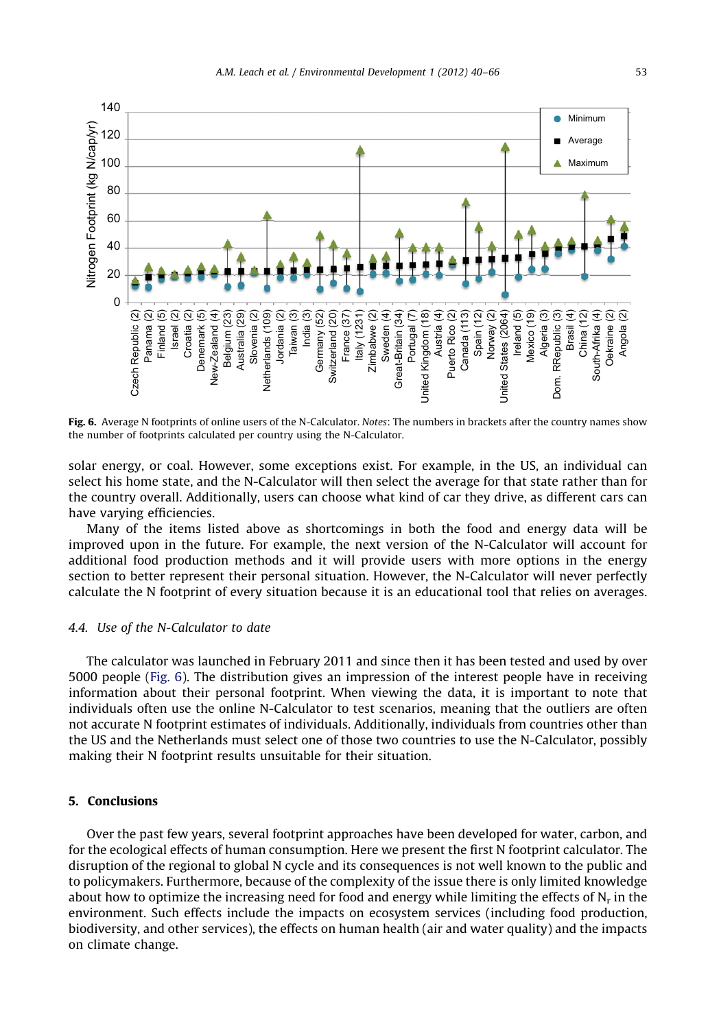Nitrogen Footprint (kg N/cap/yr)

140
120
100
80
60
40
20
0

Minimum
Average
Maximum

Czech Republic (2)
Panama (2)
Finland (5)
Israel (2)
Croatia (2)
Denemark (5)
New-Zealand (4)
Belgium (23)
Australia (29)
Slovenia (2)
Netherlands (109)
Jordania (2)
Taiwan (3)
India (3)
Germany (52)
Switzerland (20)
France (37)
Italy (1231)
Zimbabwe (2)
Sweden (4)
Great-Britain (34)
Portugal (7)
United Kingdom (18)
Austria (4)
Puerto Rico (2)
Canada (113)
Spain (12)
Norway (2)
United States (2064)
Ireland (5)
Mexico (19)
Algeria (3)
Dom. RRepublic (3)
Brasil (4)
China (12)
South-Afrika (4)
Oekraine (2)
Angola (2)

**Fig. 6.** Average N footprints of online users of the N-Calculator. *Notes*: The numbers in brackets after the country names show the number of footprints calculated per country using the N-Calculator.

solar energy, or coal. However, some exceptions exist. For example, in the US, an individual can select his home state, and the N-Calculator will then select the average for that state rather than for the country overall. Additionally, users can choose what kind of car they drive, as different cars can have varying efficiencies.

Many of the items listed above as shortcomings in both the food and energy data will be improved upon in the future. For example, the next version of the N-Calculator will account for additional food production methods and it will provide users with more options in the energy section to better represent their personal situation. However, the N-Calculator will never perfectly calculate the N footprint of every situation because it is an educational tool that relies on averages.

### 4.4. *Use of the N-Calculator to date*

The calculator was launched in February 2011 and since then it has been tested and used by over 5000 people (Fig. 6). The distribution gives an impression of the interest people have in receiving information about their personal footprint. When viewing the data, it is important to note that individuals often use the online N-Calculator to test scenarios, meaning that the outliers are often not accurate N footprint estimates of individuals. Additionally, individuals from countries other than the US and the Netherlands must select one of those two countries to use the N-Calculator, possibly making their N footprint results unsuitable for their situation.

## 5. Conclusions

Over the past few years, several footprint approaches have been developed for water, carbon, and for the ecological effects of human consumption. Here we present the first N footprint calculator. The disruption of the regional to global N cycle and its consequences is not well known to the public and to policymakers. Furthermore, because of the complexity of the issue there is only limited knowledge about how to optimize the increasing need for food and energy while limiting the effects of $N_r$ in the environment. Such effects include the impacts on ecosystem services (including food production, biodiversity, and other services), the effects on human health (air and water quality) and the impacts on climate change.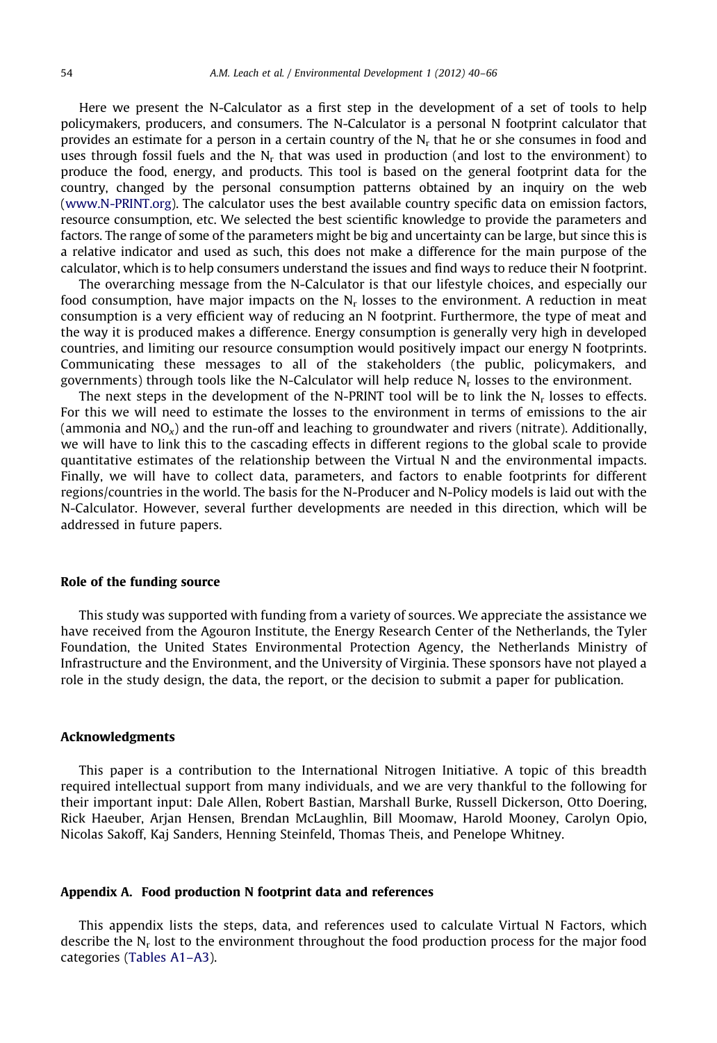Here we present the N-Calculator as a first step in the development of a set of tools to help policymakers, producers, and consumers. The N-Calculator is a personal N footprint calculator that provides an estimate for a person in a certain country of the $N_r$ that he or she consumes in food and uses through fossil fuels and the $N_r$ that was used in production (and lost to the environment) to produce the food, energy, and products. This tool is based on the general footprint data for the country, changed by the personal consumption patterns obtained by an inquiry on the web (www.N-PRINT.org). The calculator uses the best available country specific data on emission factors, resource consumption, etc. We selected the best scientific knowledge to provide the parameters and factors. The range of some of the parameters might be big and uncertainty can be large, but since this is a relative indicator and used as such, this does not make a difference for the main purpose of the calculator, which is to help consumers understand the issues and find ways to reduce their N footprint.

The overarching message from the N-Calculator is that our lifestyle choices, and especially our food consumption, have major impacts on the $N_r$ losses to the environment. A reduction in meat consumption is a very efficient way of reducing an N footprint. Furthermore, the type of meat and the way it is produced makes a difference. Energy consumption is generally very high in developed countries, and limiting our resource consumption would positively impact our energy N footprints. Communicating these messages to all of the stakeholders (the public, policymakers, and governments) through tools like the N-Calculator will help reduce $N_r$ losses to the environment.

The next steps in the development of the N-PRINT tool will be to link the $N_r$ losses to effects. For this we will need to estimate the losses to the environment in terms of emissions to the air (ammonia and $NO_x$) and the run-off and leaching to groundwater and rivers (nitrate). Additionally, we will have to link this to the cascading effects in different regions to the global scale to provide quantitative estimates of the relationship between the Virtual N and the environmental impacts. Finally, we will have to collect data, parameters, and factors to enable footprints for different regions/countries in the world. The basis for the N-Producer and N-Policy models is laid out with the N-Calculator. However, several further developments are needed in this direction, which will be addressed in future papers.

## Role of the funding source

This study was supported with funding from a variety of sources. We appreciate the assistance we have received from the Agouron Institute, the Energy Research Center of the Netherlands, the Tyler Foundation, the United States Environmental Protection Agency, the Netherlands Ministry of Infrastructure and the Environment, and the University of Virginia. These sponsors have not played a role in the study design, the data, the report, or the decision to submit a paper for publication.

## Acknowledgments

This paper is a contribution to the International Nitrogen Initiative. A topic of this breadth required intellectual support from many individuals, and we are very thankful to the following for their important input: Dale Allen, Robert Bastian, Marshall Burke, Russell Dickerson, Otto Doering, Rick Haeuber, Arjan Hensen, Brendan McLaughlin, Bill Moomaw, Harold Mooney, Carolyn Opio, Nicolas Sakoff, Kaj Sanders, Henning Steinfeld, Thomas Theis, and Penelope Whitney.

## Appendix A. Food production N footprint data and references

This appendix lists the steps, data, and references used to calculate Virtual N Factors, which describe the $N_r$ lost to the environment throughout the food production process for the major food categories (Tables A1–A3).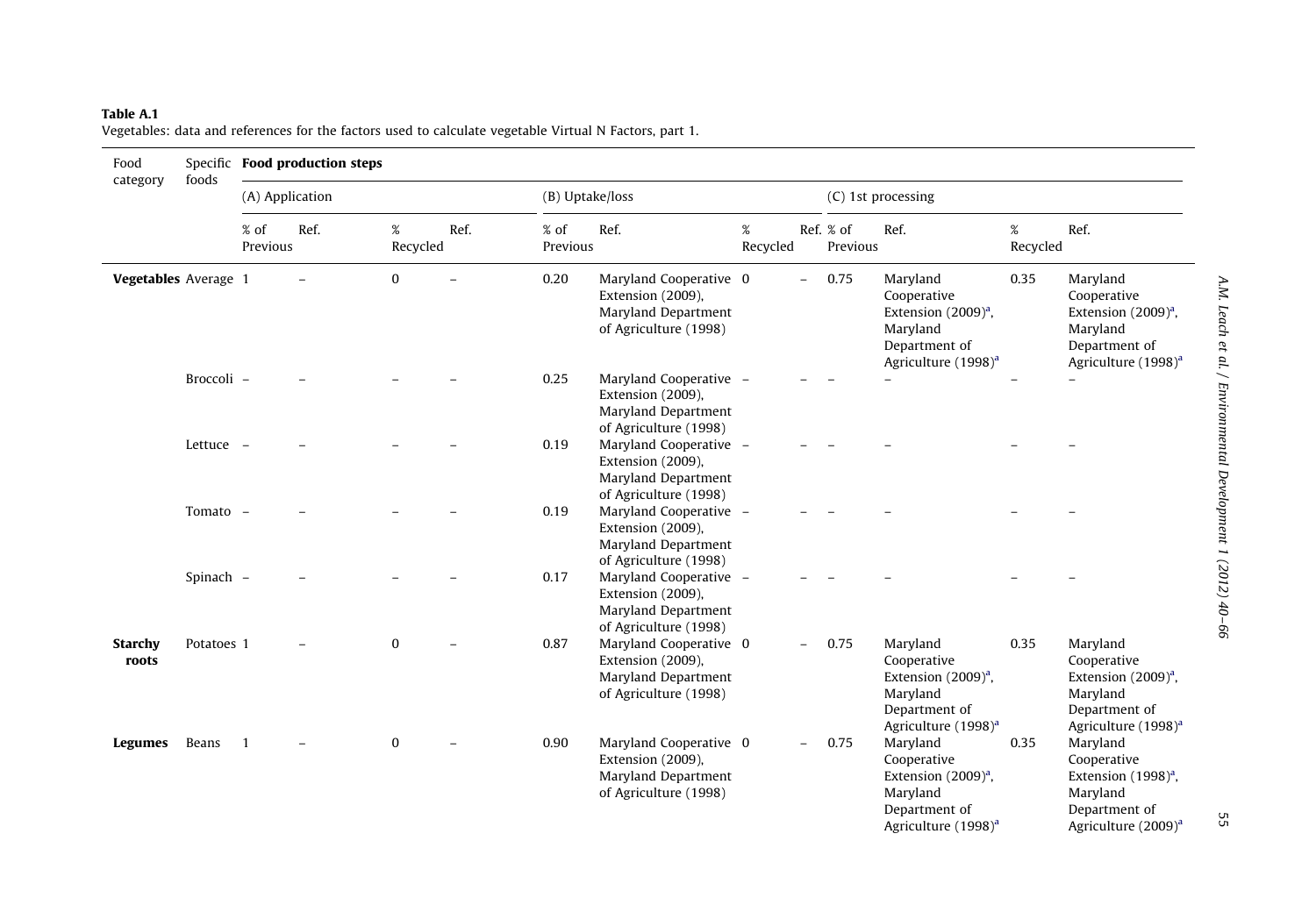**Table A.1**
Vegetables: data and references for the factors used to calculate vegetable Virtual N Factors, part 1.

| Food category | Specific foods | Food production steps | | | | | | | | | | | |
|---|---|---|---|---|---|---|---|---|---|---|---|---|---|
| | | (A) Application | | | | (B) Uptake/loss | | | | (C) 1st processing | | | |
| | | % of Previous | Ref. | % Recycled | Ref. | % of Previous | Ref. | % Recycled | Ref. | % of Previous | Ref. | % Recycled | Ref. |
| **Vegetables** | Average | 1 | – | 0 | – | 0.20 | Maryland Cooperative Extension (2009), Maryland Department of Agriculture (1998) | 0 | – | 0.75 | Maryland Cooperative Extension (2009)[a], Maryland Department of Agriculture (1998)[a] | 0.35 | Maryland Cooperative Extension (2009)[a], Maryland Department of Agriculture (1998)[a] |
| | Broccoli | – | – | – | – | 0.25 | Maryland Cooperative Extension (2009), Maryland Department of Agriculture (1998) | – | – | – | – | – | – |
| | Lettuce | – | – | – | – | 0.19 | Maryland Cooperative Extension (2009), Maryland Department of Agriculture (1998) | – | – | – | – | – | – |
| | Tomato | – | – | – | – | 0.19 | Maryland Cooperative Extension (2009), Maryland Department of Agriculture (1998) | – | – | – | – | – | – |
| | Spinach | – | – | – | – | 0.17 | Maryland Cooperative Extension (2009), Maryland Department of Agriculture (1998) | – | – | – | – | – | – |
| **Starchy roots** | Potatoes | 1 | – | 0 | – | 0.87 | Maryland Cooperative Extension (2009), Maryland Department of Agriculture (1998) | 0 | – | 0.75 | Maryland Cooperative Extension (2009)[a], Maryland Department of Agriculture (1998)[a] | 0.35 | Maryland Cooperative Extension (2009)[a], Maryland Department of Agriculture (1998)[a] |
| **Legumes** | Beans | 1 | – | 0 | – | 0.90 | Maryland Cooperative Extension (2009), Maryland Department of Agriculture (1998) | 0 | – | 0.75 | Maryland Cooperative Extension (2009)[a], Maryland Department of Agriculture (1998)[a] | 0.35 | Maryland Cooperative Extension (1998)[a], Maryland Department of Agriculture (2009)[a] |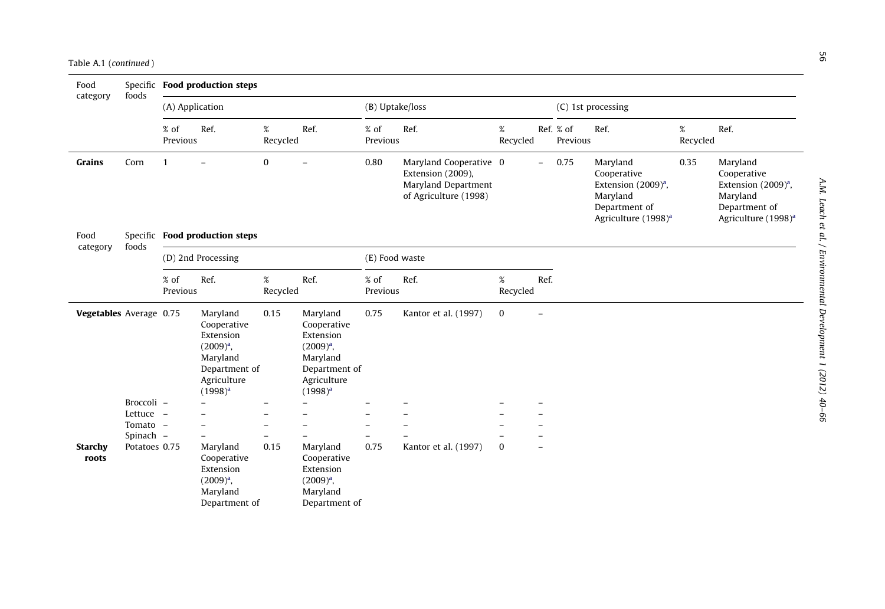Table A.1 (*continued*)

| Food category | Specific foods | Food production steps | | | | | | | | | | | |
|---|---|---|---|---|---|---|---|---|---|---|---|---|---|
| | | (A) Application | | | | (B) Uptake/loss | | | | (C) 1st processing | | | |
| | | % of Previous | Ref. | % Recycled | Ref. | % of Previous | Ref. | % Recycled | Ref. | % of Previous | Ref. | % Recycled | Ref. |
| **Grains** | Corn | 1 | – | 0 | – | 0.80 | Maryland Cooperative Extension (2009), Maryland Department of Agriculture (1998) | 0 | – | 0.75 | Maryland Cooperative Extension (2009)[a], Maryland Department of Agriculture (1998)[a] | 0.35 | Maryland Cooperative Extension (2009)[a], Maryland Department of Agriculture (1998)[a] |

| Food category | Specific foods | Food production steps | | | | | | | |
|---|---|---|---|---|---|---|---|---|---|
| | | (D) 2nd Processing | | | | (E) Food waste | | | |
| | | % of Previous | Ref. | % Recycled | Ref. | % of Previous | Ref. | % Recycled | Ref. |
| **Vegetables** | Average | 0.75 | Maryland Cooperative Extension (2009)[a], Maryland Department of Agriculture (1998)[a] | 0.15 | Maryland Cooperative Extension (2009)[a], Maryland Department of Agriculture (1998)[a] | 0.75 | Kantor et al. (1997) | 0 | – |
| | Broccoli | – | – | – | – | – | – | – | – |
| | Lettuce | – | – | – | – | – | – | – | – |
| | Tomato | – | – | – | – | – | – | – | – |
| | Spinach | – | – | – | – | – | – | – | – |
| **Starchy roots** | Potatoes | 0.75 | Maryland Cooperative Extension (2009)[a], Maryland Department of | 0.15 | Maryland Cooperative Extension (2009)[a], Maryland Department of | 0.75 | Kantor et al. (1997) | 0 | – |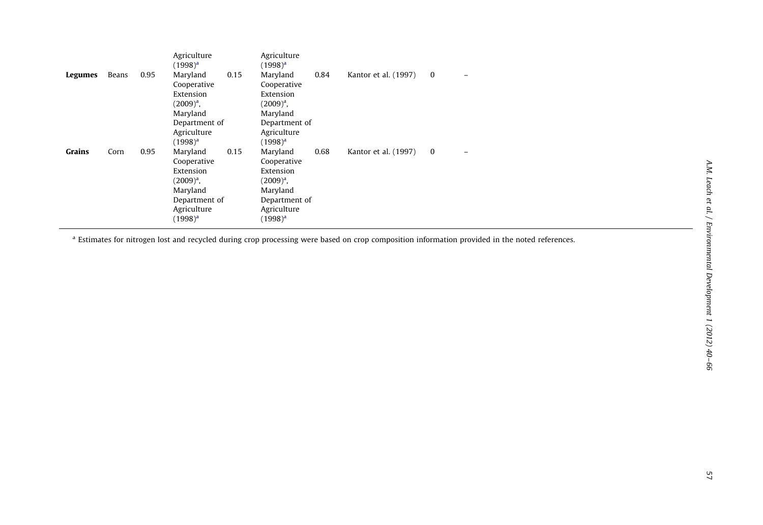| | | | Agriculture (1998)[a] | | Agriculture (1998)[a] | | | | |
|---|---|---|---|---|---|---|---|---|---|
| **Legumes** | Beans | 0.95 | Maryland Cooperative Extension (2009)[a], Maryland Department of Agriculture (1998)[a] | 0.15 | Maryland Cooperative Extension (2009)[a], Maryland Department of Agriculture (1998)[a] | 0.84 | Kantor et al. (1997) | 0 | – |
| **Grains** | Corn | 0.95 | Maryland Cooperative Extension (2009)[a], Maryland Department of Agriculture (1998)[a] | 0.15 | Maryland Cooperative Extension (2009)[a], Maryland Department of Agriculture (1998)[a] | 0.68 | Kantor et al. (1997) | 0 | – |

[a] Estimates for nitrogen lost and recycled during crop processing were based on crop composition information provided in the noted references.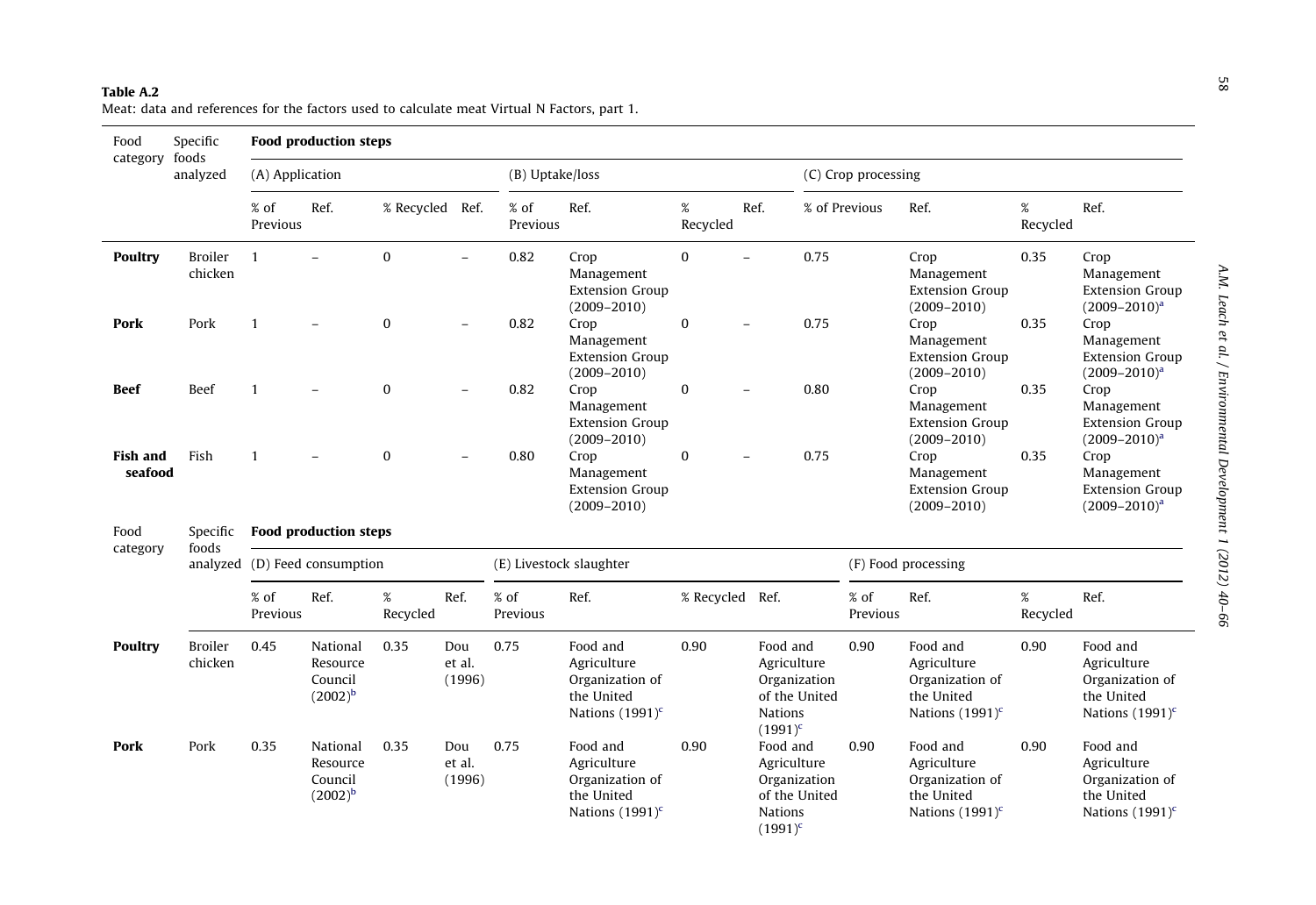**Table A.2**
Meat: data and references for the factors used to calculate meat Virtual N Factors, part 1.

| Food category | Specific foods analyzed | Food production steps | | | | | | | | | | | |
|---|---|---|---|---|---|---|---|---|---|---|---|---|---|
| | | (A) Application | | | | (B) Uptake/loss | | | | (C) Crop processing | | | |
| | | % of Previous | Ref. | % Recycled | Ref. | % of Previous | Ref. | % Recycled | Ref. | % of Previous | Ref. | % Recycled | Ref. |
| **Poultry** | Broiler chicken | 1 | – | 0 | – | 0.82 | Crop Management Extension Group (2009–2010) | 0 | – | 0.75 | Crop Management Extension Group (2009–2010) | 0.35 | Crop Management Extension Group (2009–2010)[a] |
| **Pork** | Pork | 1 | – | 0 | – | 0.82 | Crop Management Extension Group (2009–2010) | 0 | – | 0.75 | Crop Management Extension Group (2009–2010) | 0.35 | Crop Management Extension Group (2009–2010)[a] |
| **Beef** | Beef | 1 | – | 0 | – | 0.82 | Crop Management Extension Group (2009–2010) | 0 | – | 0.80 | Crop Management Extension Group (2009–2010) | 0.35 | Crop Management Extension Group (2009–2010)[a] |
| **Fish and seafood** | Fish | 1 | – | 0 | – | 0.80 | Crop Management Extension Group (2009–2010) | 0 | – | 0.75 | Crop Management Extension Group (2009–2010) | 0.35 | Crop Management Extension Group (2009–2010)[a] |

| Food category | Specific foods analyzed | Food production steps | | | | | | | | | | | |
|---|---|---|---|---|---|---|---|---|---|---|---|---|---|
| | | (D) Feed consumption | | | | (E) Livestock slaughter | | | | (F) Food processing | | | |
| | | % of Previous | Ref. | % Recycled | Ref. | % of Previous | Ref. | % Recycled | Ref. | % of Previous | Ref. | % Recycled | Ref. |
| **Poultry** | Broiler chicken | 0.45 | National Resource Council (2002)[b] | 0.35 | Dou et al. (1996) | 0.75 | Food and Agriculture Organization of the United Nations (1991)[c] | 0.90 | Food and Agriculture Organization of the United Nations (1991)[c] | 0.90 | Food and Agriculture Organization of the United Nations (1991)[c] | 0.90 | Food and Agriculture Organization of the United Nations (1991)[c] |
| **Pork** | Pork | 0.35 | National Resource Council (2002)[b] | 0.35 | Dou et al. (1996) | 0.75 | Food and Agriculture Organization of the United Nations (1991)[c] | 0.90 | Food and Agriculture Organization of the United Nations (1991)[c] | 0.90 | Food and Agriculture Organization of the United Nations (1991)[c] | 0.90 | Food and Agriculture Organization of the United Nations (1991)[c] |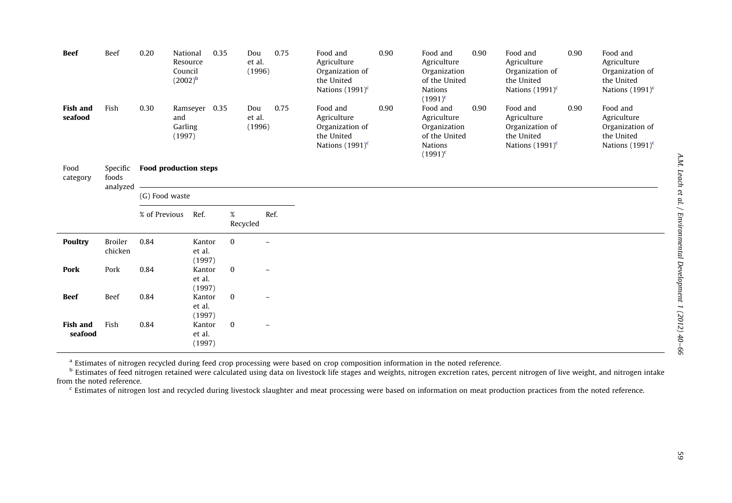| Beef | Beef | 0.20 | National Resource Council (2002)[b] | 0.35 | Dou et al. (1996) | 0.75 | Food and Agriculture Organization of the United Nations (1991)[c] | 0.90 | Food and Agriculture Organization of the United Nations (1991)[c] | 0.90 | Food and Agriculture Organization of the United Nations (1991)[c] | 0.90 | Food and Agriculture Organization of the United Nations (1991)[c] |
|---|---|---|---|---|---|---|---|---|---|---|---|---|---|
| **Fish and seafood** | Fish | 0.30 | Ramseyer and Garling (1997) | 0.35 | Dou et al. (1996) | 0.75 | Food and Agriculture Organization of the United Nations (1991)[c] | 0.90 | Food and Agriculture Organization of the United Nations (1991)[c] | 0.90 | Food and Agriculture Organization of the United Nations (1991)[c] | 0.90 | Food and Agriculture Organization of the United Nations (1991)[c] |

| Food category | Specific foods analyzed | Food production steps | | | |
|---|---|---|---|---|---|
| | | (G) Food waste | | | |
| | | % of Previous | Ref. | % Recycled | Ref. |
| **Poultry** | Broiler chicken | 0.84 | Kantor et al. (1997) | 0 | – |
| **Pork** | Pork | 0.84 | Kantor et al. (1997) | 0 | – |
| **Beef** | Beef | 0.84 | Kantor et al. (1997) | 0 | – |
| **Fish and seafood** | Fish | 0.84 | Kantor et al. (1997) | 0 | – |

[a] Estimates of nitrogen recycled during feed crop processing were based on crop composition information in the noted reference.

[b] Estimates of feed nitrogen retained were calculated using data on livestock life stages and weights, nitrogen excretion rates, percent nitrogen of live weight, and nitrogen intake from the noted reference.

[c] Estimates of nitrogen lost and recycled during livestock slaughter and meat processing were based on information on meat production practices from the noted reference.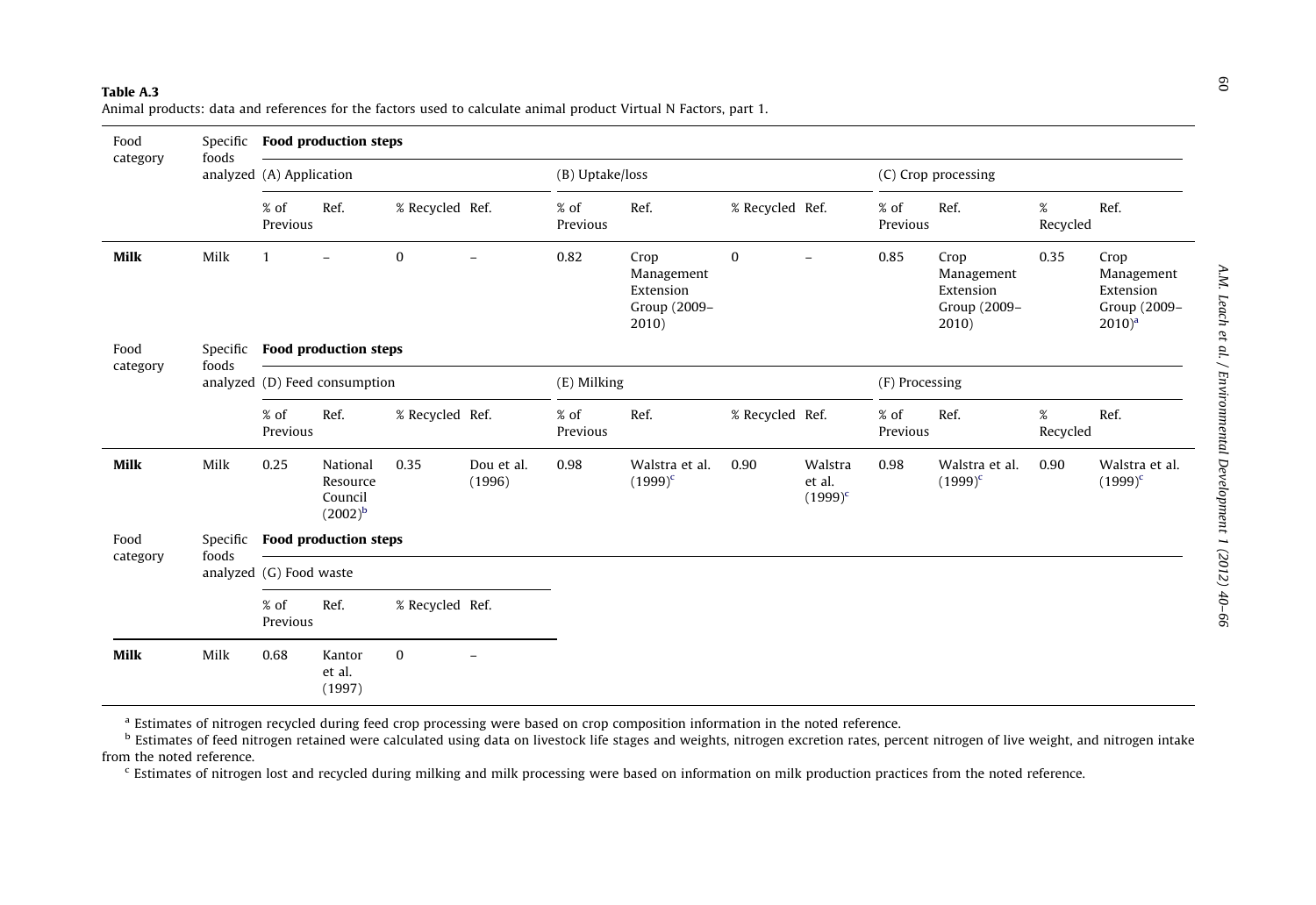**Table A.3**
Animal products: data and references for the factors used to calculate animal product Virtual N Factors, part 1.

| Food category | Specific foods analyzed | Food production steps | | | | | | | | | | | |
|---|---|---|---|---|---|---|---|---|---|---|---|---|---|
| | | (A) Application | | | | (B) Uptake/loss | | | | (C) Crop processing | | | |
| | | % of Previous | Ref. | % Recycled | Ref. | % of Previous | Ref. | % Recycled | Ref. | % of Previous | Ref. | % Recycled | Ref. |
| **Milk** | Milk | 1 | – | 0 | – | 0.82 | Crop Management Extension Group (2009–2010) | 0 | – | 0.85 | Crop Management Extension Group (2009–2010) | 0.35 | Crop Management Extension Group (2009–2010)[a] |
| Food category | Specific foods analyzed | **Food production steps** | | | | | | | | | | | |
| | | (D) Feed consumption | | | | (E) Milking | | | | (F) Processing | | | |
| | | % of Previous | Ref. | % Recycled | Ref. | % of Previous | Ref. | % Recycled | Ref. | % of Previous | Ref. | % Recycled | Ref. |
| **Milk** | Milk | 0.25 | National Resource Council (2002)[b] | 0.35 | Dou et al. (1996) | 0.98 | Walstra et al. (1999)[c] | 0.90 | Walstra et al. (1999)[c] | 0.98 | Walstra et al. (1999)[c] | 0.90 | Walstra et al. (1999)[c] |
| Food category | Specific foods analyzed | **Food production steps** | | | | | | | | | | | |
| | | (G) Food waste | | | | | | | | | | | |
| | | % of Previous | Ref. | % Recycled | Ref. | | | | | | | | |
| **Milk** | Milk | 0.68 | Kantor et al. (1997) | 0 | – | | | | | | | | |

[a] Estimates of nitrogen recycled during feed crop processing were based on crop composition information in the noted reference.
[b] Estimates of feed nitrogen retained were calculated using data on livestock life stages and weights, nitrogen excretion rates, percent nitrogen of live weight, and nitrogen intake from the noted reference.
[c] Estimates of nitrogen lost and recycled during milking and milk processing were based on information on milk production practices from the noted reference.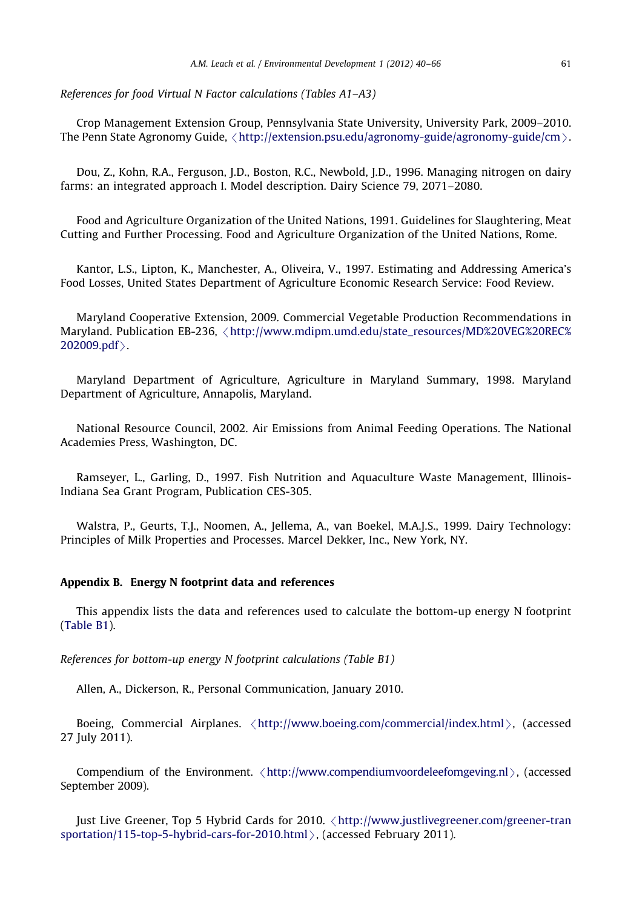*References for food Virtual N Factor calculations (Tables A1–A3)*

Crop Management Extension Group, Pennsylvania State University, University Park, 2009–2010. The Penn State Agronomy Guide, ⟨http://extension.psu.edu/agronomy-guide/agronomy-guide/cm⟩.

Dou, Z., Kohn, R.A., Ferguson, J.D., Boston, R.C., Newbold, J.D., 1996. Managing nitrogen on dairy farms: an integrated approach I. Model description. Dairy Science 79, 2071–2080.

Food and Agriculture Organization of the United Nations, 1991. Guidelines for Slaughtering, Meat Cutting and Further Processing. Food and Agriculture Organization of the United Nations, Rome.

Kantor, L.S., Lipton, K., Manchester, A., Oliveira, V., 1997. Estimating and Addressing America's Food Losses, United States Department of Agriculture Economic Research Service: Food Review.

Maryland Cooperative Extension, 2009. Commercial Vegetable Production Recommendations in Maryland. Publication EB-236, ⟨http://www.mdipm.umd.edu/state_resources/MD%20VEG%20REC%202009.pdf⟩.

Maryland Department of Agriculture, Agriculture in Maryland Summary, 1998. Maryland Department of Agriculture, Annapolis, Maryland.

National Resource Council, 2002. Air Emissions from Animal Feeding Operations. The National Academies Press, Washington, DC.

Ramseyer, L., Garling, D., 1997. Fish Nutrition and Aquaculture Waste Management, Illinois-Indiana Sea Grant Program, Publication CES-305.

Walstra, P., Geurts, T.J., Noomen, A., Jellema, A., van Boekel, M.A.J.S., 1999. Dairy Technology: Principles of Milk Properties and Processes. Marcel Dekker, Inc., New York, NY.

## Appendix B. Energy N footprint data and references

This appendix lists the data and references used to calculate the bottom-up energy N footprint (Table B1).

*References for bottom-up energy N footprint calculations (Table B1)*

Allen, A., Dickerson, R., Personal Communication, January 2010.

Boeing, Commercial Airplanes. ⟨http://www.boeing.com/commercial/index.html⟩, (accessed 27 July 2011).

Compendium of the Environment. ⟨http://www.compendiumvoordeleefomgeving.nl⟩, (accessed September 2009).

Just Live Greener, Top 5 Hybrid Cards for 2010. ⟨http://www.justlivegreener.com/greener-transportation/115-top-5-hybrid-cars-for-2010.html⟩, (accessed February 2011).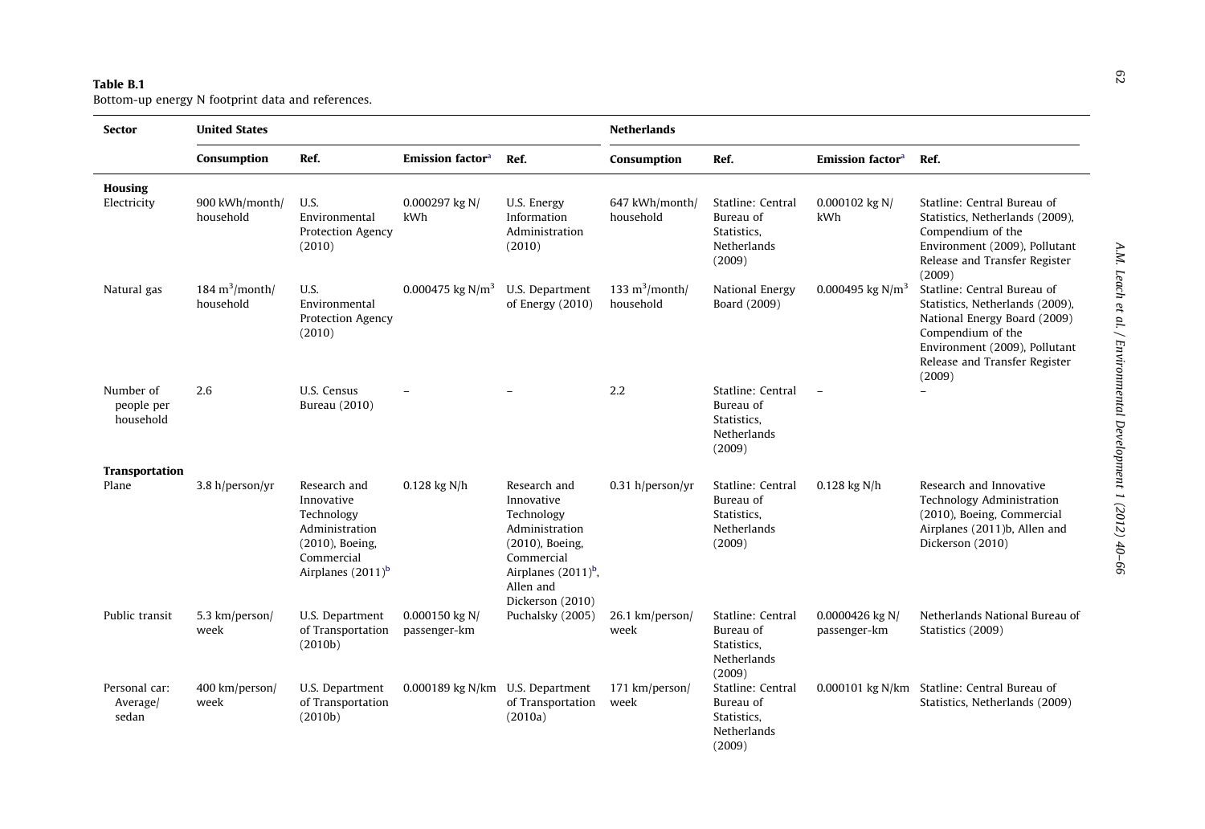**Table B.1**
Bottom-up energy N footprint data and references.

| Sector | United States | | | | Netherlands | | | |
|---|---|---|---|---|---|---|---|---|
| | Consumption | Ref. | Emission factor[a] | Ref. | Consumption | Ref. | Emission factor[a] | Ref. |
| **Housing** | | | | | | | | |
| Electricity | 900 kWh/month/household | U.S. Environmental Protection Agency (2010) | 0.000297 kg N/kWh | U.S. Energy Information Administration (2010) | 647 kWh/month/household | Statline: Central Bureau of Statistics, Netherlands (2009) | 0.000102 kg N/kWh | Statline: Central Bureau of Statistics, Netherlands (2009), Compendium of the Environment (2009), Pollutant Release and Transfer Register (2009) |
| Natural gas | 184 $m^3$/month/household | U.S. Environmental Protection Agency (2010) | 0.000475 kg N/$m^3$ | U.S. Department of Energy (2010) | 133 $m^3$/month/household | National Energy Board (2009) | 0.000495 kg N/$m^3$ | Statline: Central Bureau of Statistics, Netherlands (2009), National Energy Board (2009) Compendium of the Environment (2009), Pollutant Release and Transfer Register (2009) |
| Number of people per household | 2.6 | U.S. Census Bureau (2010) | – | – | 2.2 | Statline: Central Bureau of Statistics, Netherlands (2009) | – | – |
| **Transportation** | | | | | | | | |
| Plane | 3.8 h/person/yr | Research and Innovative Technology Administration (2010), Boeing, Commercial Airplanes (2011)[b] | 0.128 kg N/h | Research and Innovative Technology Administration (2010), Boeing, Commercial Airplanes (2011)[b], Allen and Dickerson (2010) | 0.31 h/person/yr | Statline: Central Bureau of Statistics, Netherlands (2009) | 0.128 kg N/h | Research and Innovative Technology Administration (2010), Boeing, Commercial Airplanes (2011)b, Allen and Dickerson (2010) |
| Public transit | 5.3 km/person/week | U.S. Department of Transportation (2010b) | 0.000150 kg N/passenger-km | Puchalsky (2005) | 26.1 km/person/week | Statline: Central Bureau of Statistics, Netherlands (2009) | 0.0000426 kg N/passenger-km | Netherlands National Bureau of Statistics (2009) |
| Personal car: Average/sedan | 400 km/person/week | U.S. Department of Transportation (2010b) | 0.000189 kg N/km | U.S. Department of Transportation (2010a) | 171 km/person/week | Statline: Central Bureau of Statistics, Netherlands (2009) | 0.000101 kg N/km | Statline: Central Bureau of Statistics, Netherlands (2009) |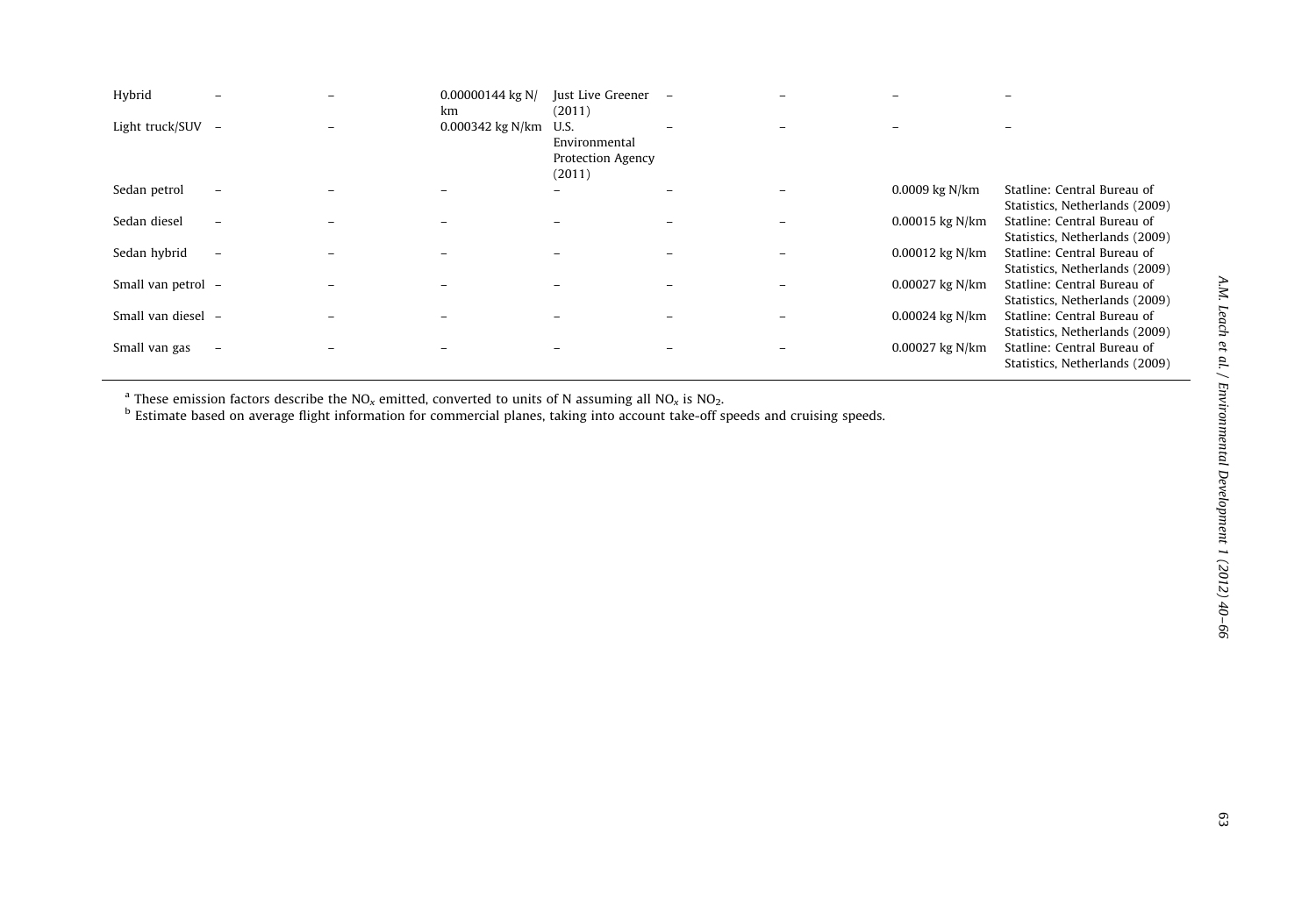| | | | | | | | | |
|---|---|---|---|---|---|---|---|---|
| Hybrid | – | – | 0.00000144 kg N/km | Just Live Greener (2011) | – | – | – | – |
| Light truck/SUV | – | – | 0.000342 kg N/km | U.S. Environmental Protection Agency (2011) | – | – | – | – |
| Sedan petrol | – | – | – | – | – | – | 0.0009 kg N/km | Statline: Central Bureau of Statistics, Netherlands (2009) |
| Sedan diesel | – | – | – | – | – | – | 0.00015 kg N/km | Statline: Central Bureau of Statistics, Netherlands (2009) |
| Sedan hybrid | – | – | – | – | – | – | 0.00012 kg N/km | Statline: Central Bureau of Statistics, Netherlands (2009) |
| Small van petrol | – | – | – | – | – | – | 0.00027 kg N/km | Statline: Central Bureau of Statistics, Netherlands (2009) |
| Small van diesel | – | – | – | – | – | – | 0.00024 kg N/km | Statline: Central Bureau of Statistics, Netherlands (2009) |
| Small van gas | – | – | – | – | – | – | 0.00027 kg N/km | Statline: Central Bureau of Statistics, Netherlands (2009) |

[a] These emission factors describe the $NO_x$ emitted, converted to units of N assuming all $NO_x$ is $NO_2$.

[b] Estimate based on average flight information for commercial planes, taking into account take-off speeds and cruising speeds.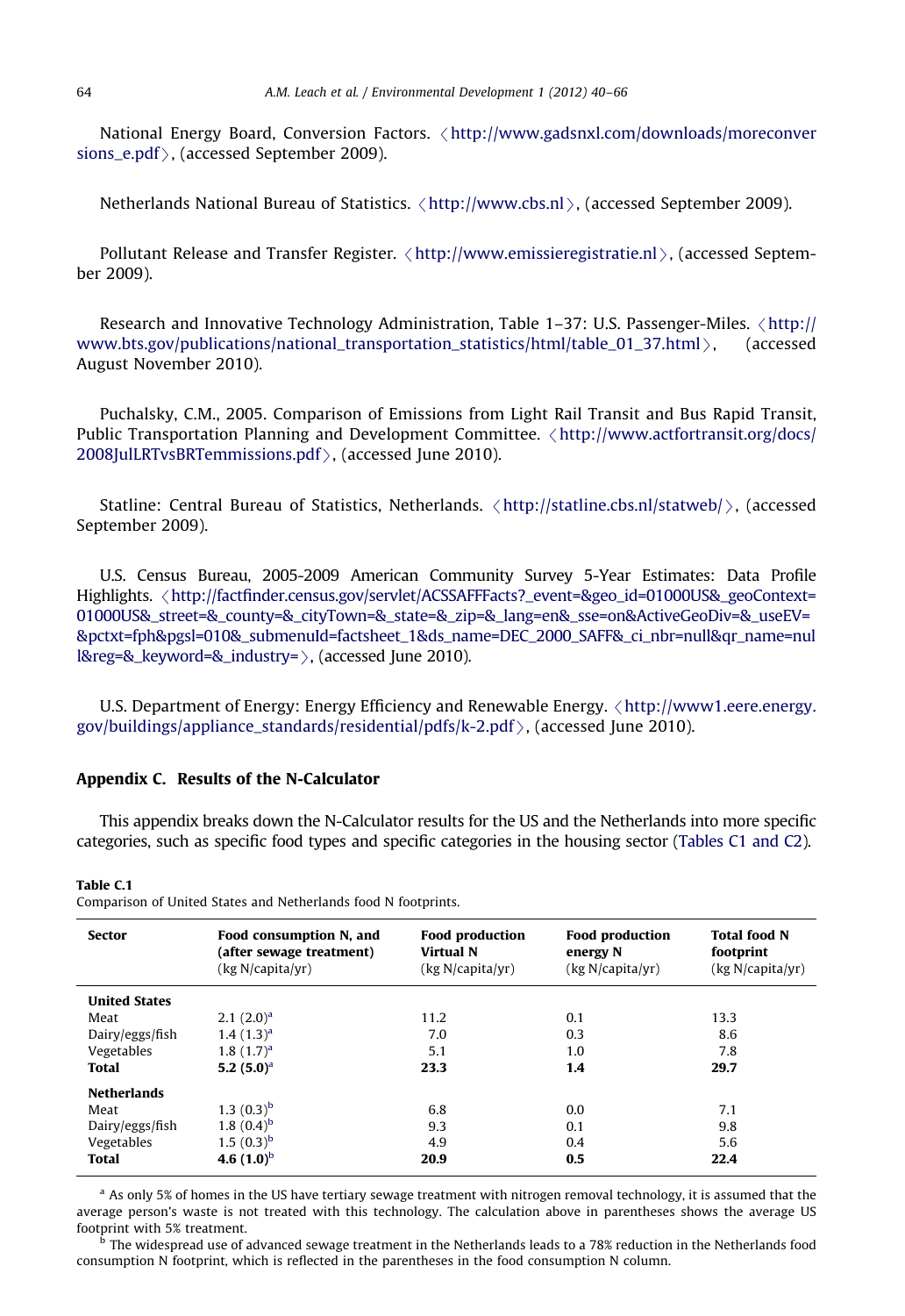National Energy Board, Conversion Factors. 〈http://www.gadsnxl.com/downloads/moreconversions_e.pdf〉, (accessed September 2009).

Netherlands National Bureau of Statistics. 〈http://www.cbs.nl〉, (accessed September 2009).

Pollutant Release and Transfer Register. 〈http://www.emissieregistratie.nl〉, (accessed September 2009).

Research and Innovative Technology Administration, Table 1–37: U.S. Passenger-Miles. 〈http://www.bts.gov/publications/national_transportation_statistics/html/table_01_37.html〉, (accessed August November 2010).

Puchalsky, C.M., 2005. Comparison of Emissions from Light Rail Transit and Bus Rapid Transit, Public Transportation Planning and Development Committee. 〈http://www.actfortransit.org/docs/2008JulLRTvsBRTemmissions.pdf〉, (accessed June 2010).

Statline: Central Bureau of Statistics, Netherlands. 〈http://statline.cbs.nl/statweb/〉, (accessed September 2009).

U.S. Census Bureau, 2005-2009 American Community Survey 5-Year Estimates: Data Profile Highlights. 〈http://factfinder.census.gov/servlet/ACSSAFFFacts?_event=&geo_id=01000US&_geoContext=01000US&_street=&_county=&_cityTown=&_state=&_zip=&_lang=en&_sse=on&ActiveGeoDiv=&_useEV=&pctxt=fph&pgsl=010&_submenuId=factsheet_1&ds_name=DEC_2000_SAFF&_ci_nbr=null&qr_name=null&reg=&_keyword=&_industry=〉, (accessed June 2010).

U.S. Department of Energy: Energy Efficiency and Renewable Energy. 〈http://www1.eere.energy.gov/buildings/appliance_standards/residential/pdfs/k-2.pdf〉, (accessed June 2010).

## Appendix C. Results of the N-Calculator

This appendix breaks down the N-Calculator results for the US and the Netherlands into more specific categories, such as specific food types and specific categories in the housing sector (Tables C1 and C2).

**Table C.1**
Comparison of United States and Netherlands food N footprints.

| Sector | Food consumption N, and (after sewage treatment) (kg N/capita/yr) | Food production Virtual N (kg N/capita/yr) | Food production energy N (kg N/capita/yr) | Total food N footprint (kg N/capita/yr) |
|---|---|---|---|---|
| **United States** | | | | |
| Meat | 2.1 (2.0)[a] | 11.2 | 0.1 | 13.3 |
| Dairy/eggs/fish | 1.4 (1.3)[a] | 7.0 | 0.3 | 8.6 |
| Vegetables | 1.8 (1.7)[a] | 5.1 | 1.0 | 7.8 |
| **Total** | **5.2 (5.0)**[a] | **23.3** | **1.4** | **29.7** |
| **Netherlands** | | | | |
| Meat | 1.3 (0.3)[b] | 6.8 | 0.0 | 7.1 |
| Dairy/eggs/fish | 1.8 (0.4)[b] | 9.3 | 0.1 | 9.8 |
| Vegetables | 1.5 (0.3)[b] | 4.9 | 0.4 | 5.6 |
| **Total** | **4.6 (1.0)**[b] | **20.9** | **0.5** | **22.4** |

[a] As only 5% of homes in the US have tertiary sewage treatment with nitrogen removal technology, it is assumed that the average person's waste is not treated with this technology. The calculation above in parentheses shows the average US footprint with 5% treatment.

[b] The widespread use of advanced sewage treatment in the Netherlands leads to a 78% reduction in the Netherlands food consumption N footprint, which is reflected in the parentheses in the food consumption N column.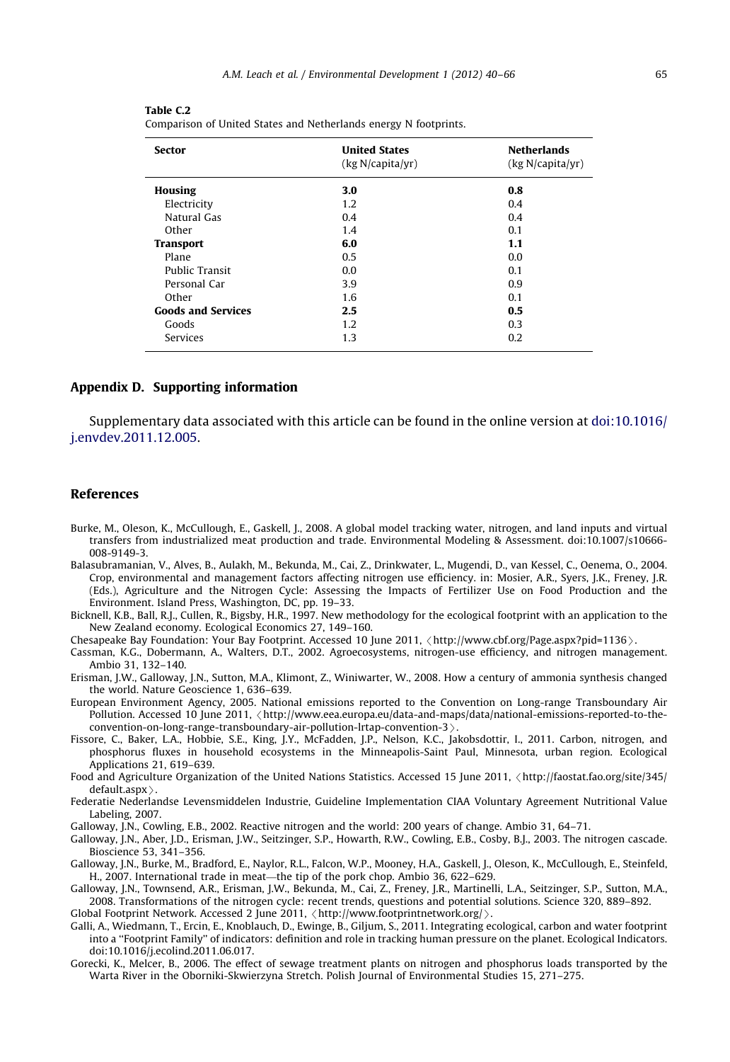**Table C.2**
Comparison of United States and Netherlands energy N footprints.

| Sector | United States (kg N/capita/yr) | Netherlands (kg N/capita/yr) |
|---|---|---|
| **Housing** | **3.0** | **0.8** |
| Electricity | 1.2 | 0.4 |
| Natural Gas | 0.4 | 0.4 |
| Other | 1.4 | 0.1 |
| **Transport** | **6.0** | **1.1** |
| Plane | 0.5 | 0.0 |
| Public Transit | 0.0 | 0.1 |
| Personal Car | 3.9 | 0.9 |
| Other | 1.6 | 0.1 |
| **Goods and Services** | **2.5** | **0.5** |
| Goods | 1.2 | 0.3 |
| Services | 1.3 | 0.2 |

## Appendix D. Supporting information

Supplementary data associated with this article can be found in the online version at doi:10.1016/j.envdev.2011.12.005.

## References

Burke, M., Oleson, K., McCullough, E., Gaskell, J., 2008. A global model tracking water, nitrogen, and land inputs and virtual transfers from industrialized meat production and trade. Environmental Modeling & Assessment. doi:10.1007/s10666-008-9149-3.

Balasubramanian, V., Alves, B., Aulakh, M., Bekunda, M., Cai, Z., Drinkwater, L., Mugendi, D., van Kessel, C., Oenema, O., 2004. Crop, environmental and management factors affecting nitrogen use efficiency. in: Mosier, A.R., Syers, J.K., Freney, J.R. (Eds.), Agriculture and the Nitrogen Cycle: Assessing the Impacts of Fertilizer Use on Food Production and the Environment. Island Press, Washington, DC, pp. 19–33.

Bicknell, K.B., Ball, R.J., Cullen, R., Bigsby, H.R., 1997. New methodology for the ecological footprint with an application to the New Zealand economy. Ecological Economics 27, 149–160.

Chesapeake Bay Foundation: Your Bay Footprint. Accessed 10 June 2011, 〈http://www.cbf.org/Page.aspx?pid=1136〉.

Cassman, K.G., Dobermann, A., Walters, D.T., 2002. Agroecosystems, nitrogen-use efficiency, and nitrogen management. Ambio 31, 132–140.

Erisman, J.W., Galloway, J.N., Sutton, M.A., Klimont, Z., Winiwarter, W., 2008. How a century of ammonia synthesis changed the world. Nature Geoscience 1, 636–639.

European Environment Agency, 2005. National emissions reported to the Convention on Long-range Transboundary Air Pollution. Accessed 10 June 2011, 〈http://www.eea.europa.eu/data-and-maps/data/national-emissions-reported-to-the-convention-on-long-range-transboundary-air-pollution-lrtap-convention-3〉.

Fissore, C., Baker, L.A., Hobbie, S.E., King, J.Y., McFadden, J.P., Nelson, K.C., Jakobsdottir, I., 2011. Carbon, nitrogen, and phosphorus fluxes in household ecosystems in the Minneapolis-Saint Paul, Minnesota, urban region. Ecological Applications 21, 619–639.

Food and Agriculture Organization of the United Nations Statistics. Accessed 15 June 2011, 〈http://faostat.fao.org/site/345/default.aspx〉.

Federatie Nederlandse Levensmiddelen Industrie, Guideline Implementation CIAA Voluntary Agreement Nutritional Value Labeling, 2007.

Galloway, J.N., Cowling, E.B., 2002. Reactive nitrogen and the world: 200 years of change. Ambio 31, 64–71.

Galloway, J.N., Aber, J.D., Erisman, J.W., Seitzinger, S.P., Howarth, R.W., Cowling, E.B., Cosby, B.J., 2003. The nitrogen cascade. Bioscience 53, 341–356.

Galloway, J.N., Burke, M., Bradford, E., Naylor, R.L., Falcon, W.P., Mooney, H.A., Gaskell, J., Oleson, K., McCullough, E., Steinfeld, H., 2007. International trade in meat—the tip of the pork chop. Ambio 36, 622–629.

Galloway, J.N., Townsend, A.R., Erisman, J.W., Bekunda, M., Cai, Z., Freney, J.R., Martinelli, L.A., Seitzinger, S.P., Sutton, M.A., 2008. Transformations of the nitrogen cycle: recent trends, questions and potential solutions. Science 320, 889–892.

Global Footprint Network. Accessed 2 June 2011, 〈http://www.footprintnetwork.org/〉.

Galli, A., Wiedmann, T., Ercin, E., Knoblauch, D., Ewinge, B., Giljum, S., 2011. Integrating ecological, carbon and water footprint into a "Footprint Family" of indicators: definition and role in tracking human pressure on the planet. Ecological Indicators. doi:10.1016/j.ecolind.2011.06.017.

Gorecki, K., Melcer, B., 2006. The effect of sewage treatment plants on nitrogen and phosphorus loads transported by the Warta River in the Oborniki-Skwierzyna Stretch. Polish Journal of Environmental Studies 15, 271–275.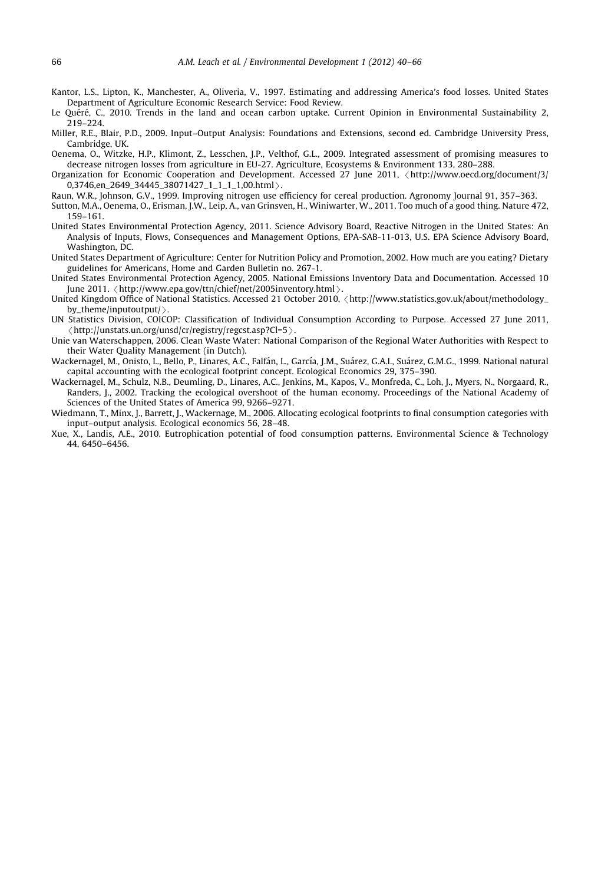Kantor, L.S., Lipton, K., Manchester, A., Oliveria, V., 1997. Estimating and addressing America's food losses. United States Department of Agriculture Economic Research Service: Food Review.

Le Quéré, C., 2010. Trends in the land and ocean carbon uptake. Current Opinion in Environmental Sustainability 2, 219–224.

Miller, R.E., Blair, P.D., 2009. Input–Output Analysis: Foundations and Extensions, second ed. Cambridge University Press, Cambridge, UK.

Oenema, O., Witzke, H.P., Klimont, Z., Lesschen, J.P., Velthof, G.L., 2009. Integrated assessment of promising measures to decrease nitrogen losses from agriculture in EU-27. Agriculture, Ecosystems & Environment 133, 280–288.

Organization for Economic Cooperation and Development. Accessed 27 June 2011, 〈http://www.oecd.org/document/3/0,3746,en_2649_34445_38071427_1_1_1_1,00.html〉.

Raun, W.R., Johnson, G.V., 1999. Improving nitrogen use efficiency for cereal production. Agronomy Journal 91, 357–363.

Sutton, M.A., Oenema, O., Erisman, J.W., Leip, A., van Grinsven, H., Winiwarter, W., 2011. Too much of a good thing. Nature 472, 159–161.

United States Environmental Protection Agency, 2011. Science Advisory Board, Reactive Nitrogen in the United States: An Analysis of Inputs, Flows, Consequences and Management Options, EPA-SAB-11-013, U.S. EPA Science Advisory Board, Washington, DC.

United States Department of Agriculture: Center for Nutrition Policy and Promotion, 2002. How much are you eating? Dietary guidelines for Americans, Home and Garden Bulletin no. 267-1.

United States Environmental Protection Agency, 2005. National Emissions Inventory Data and Documentation. Accessed 10 June 2011. 〈http://www.epa.gov/ttn/chief/net/2005inventory.html〉.

United Kingdom Office of National Statistics. Accessed 21 October 2010, 〈http://www.statistics.gov.uk/about/methodology_by_theme/inputoutput/〉.

UN Statistics Division, COICOP: Classification of Individual Consumption According to Purpose. Accessed 27 June 2011, 〈http://unstats.un.org/unsd/cr/registry/regcst.asp?Cl=5〉.

Unie van Waterschappen, 2006. Clean Waste Water: National Comparison of the Regional Water Authorities with Respect to their Water Quality Management (in Dutch).

Wackernagel, M., Onisto, L., Bello, P., Linares, A.C., Falfán, L., García, J.M., Suárez, G.A.I., Suárez, G.M.G., 1999. National natural capital accounting with the ecological footprint concept. Ecological Economics 29, 375–390.

Wackernagel, M., Schulz, N.B., Deumling, D., Linares, A.C., Jenkins, M., Kapos, V., Monfreda, C., Loh, J., Myers, N., Norgaard, R., Randers, J., 2002. Tracking the ecological overshoot of the human economy. Proceedings of the National Academy of Sciences of the United States of America 99, 9266–9271.

Wiedmann, T., Minx, J., Barrett, J., Wackernage, M., 2006. Allocating ecological footprints to final consumption categories with input–output analysis. Ecological economics 56, 28–48.

Xue, X., Landis, A.E., 2010. Eutrophication potential of food consumption patterns. Environmental Science & Technology 44, 6450–6456.